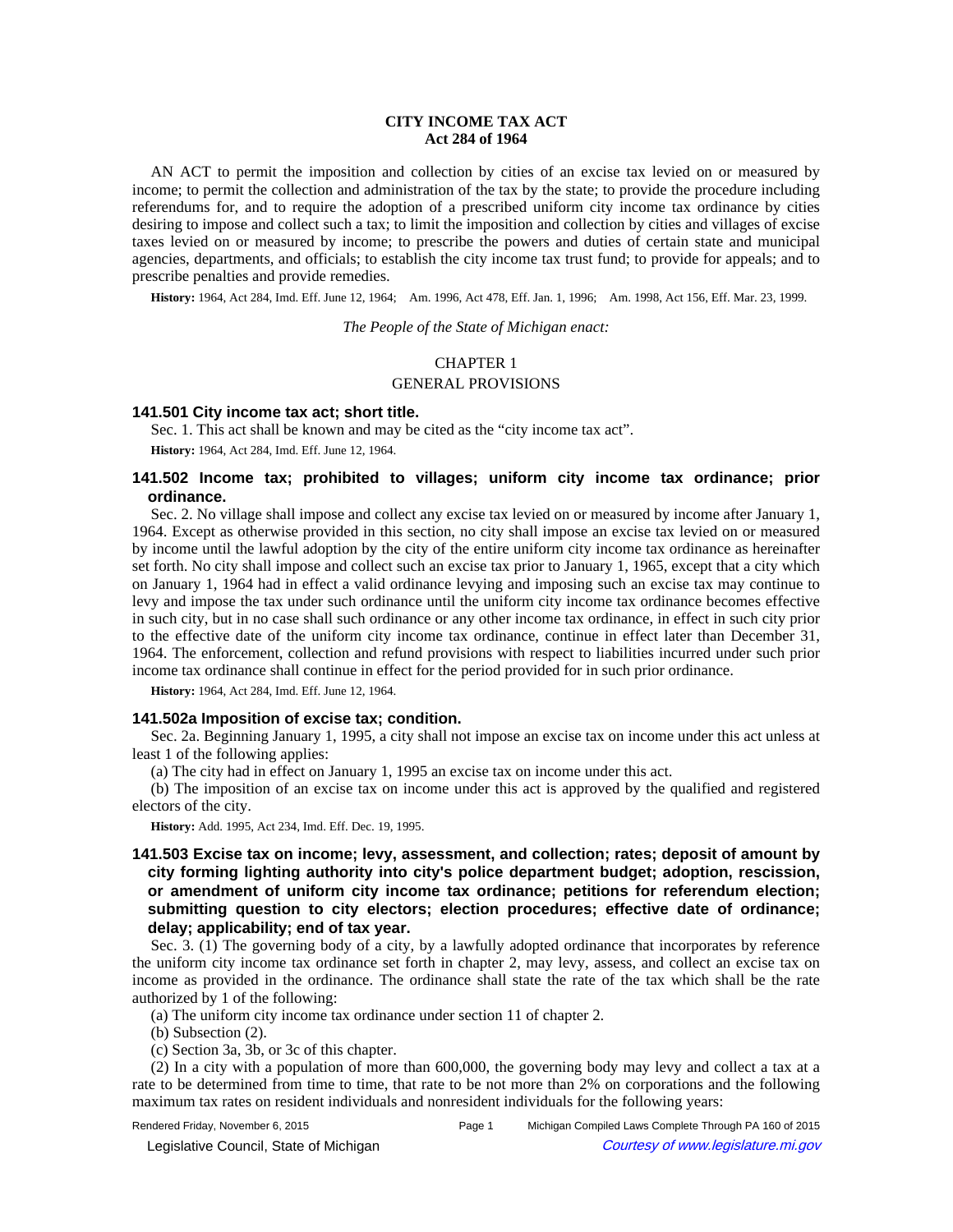# CITY INCOME TAX ACT
## Act 284 of 1964

AN ACT to permit the imposition and collection by cities of an excise tax levied on or measured by income; to permit the collection and administration of the tax by the state; to provide the procedure including referendums for, and to require the adoption of a prescribed uniform city income tax ordinance by cities desiring to impose and collect such a tax; to limit the imposition and collection by cities and villages of excise taxes levied on or measured by income; to prescribe the powers and duties of certain state and municipal agencies, departments, and officials; to establish the city income tax trust fund; to provide for appeals; and to prescribe penalties and provide remedies.

**History:** 1964, Act 284, Imd. Eff. June 12, 1964;—Am. 1996, Act 478, Eff. Jan. 1, 1996;—Am. 1998, Act 156, Eff. Mar. 23, 1999.

*The People of the State of Michigan enact:*

CHAPTER 1

GENERAL PROVISIONS

### 141.501 City income tax act; short title.

Sec. 1. This act shall be known and may be cited as the "city income tax act".

**History:** 1964, Act 284, Imd. Eff. June 12, 1964.

### 141.502 Income tax; prohibited to villages; uniform city income tax ordinance; prior ordinance.

Sec. 2. No village shall impose and collect any excise tax levied on or measured by income after January 1, 1964. Except as otherwise provided in this section, no city shall impose an excise tax levied on or measured by income until the lawful adoption by the city of the entire uniform city income tax ordinance as hereinafter set forth. No city shall impose and collect such an excise tax prior to January 1, 1965, except that a city which on January 1, 1964 had in effect a valid ordinance levying and imposing such an excise tax may continue to levy and impose the tax under such ordinance until the uniform city income tax ordinance becomes effective in such city, but in no case shall such ordinance or any other income tax ordinance, in effect in such city prior to the effective date of the uniform city income tax ordinance, continue in effect later than December 31, 1964. The enforcement, collection and refund provisions with respect to liabilities incurred under such prior income tax ordinance shall continue in effect for the period provided for in such prior ordinance.

**History:** 1964, Act 284, Imd. Eff. June 12, 1964.

### 141.502a Imposition of excise tax; condition.

Sec. 2a. Beginning January 1, 1995, a city shall not impose an excise tax on income under this act unless at least 1 of the following applies:

(a) The city had in effect on January 1, 1995 an excise tax on income under this act.

(b) The imposition of an excise tax on income under this act is approved by the qualified and registered electors of the city.

**History:** Add. 1995, Act 234, Imd. Eff. Dec. 19, 1995.

### 141.503 Excise tax on income; levy, assessment, and collection; rates; deposit of amount by city forming lighting authority into city's police department budget; adoption, rescission, or amendment of uniform city income tax ordinance; petitions for referendum election; submitting question to city electors; election procedures; effective date of ordinance; delay; applicability; end of tax year.

Sec. 3. (1) The governing body of a city, by a lawfully adopted ordinance that incorporates by reference the uniform city income tax ordinance set forth in chapter 2, may levy, assess, and collect an excise tax on income as provided in the ordinance. The ordinance shall state the rate of the tax which shall be the rate authorized by 1 of the following:

(a) The uniform city income tax ordinance under section 11 of chapter 2.

(b) Subsection (2).

(c) Section 3a, 3b, or 3c of this chapter.

(2) In a city with a population of more than 600,000, the governing body may levy and collect a tax at a rate to be determined from time to time, that rate to be not more than 2% on corporations and the following maximum tax rates on resident individuals and nonresident individuals for the following years: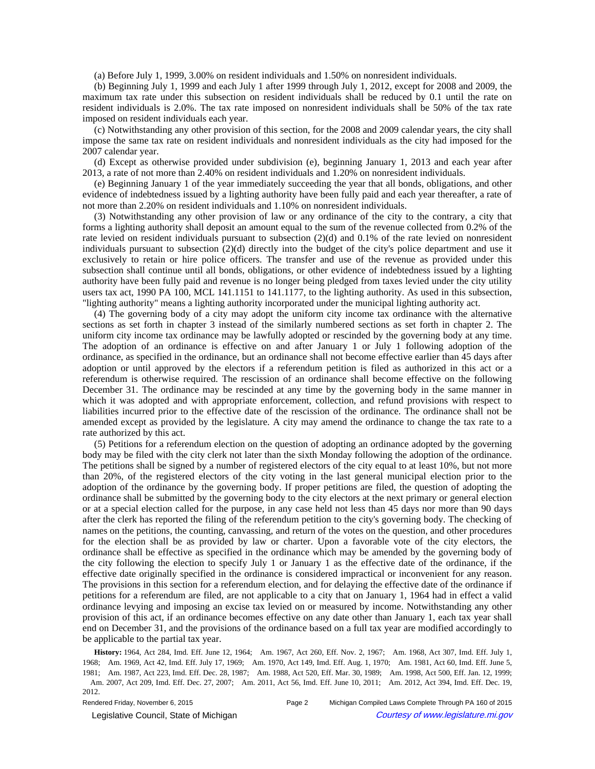(a) Before July 1, 1999, 3.00% on resident individuals and 1.50% on nonresident individuals.

(b) Beginning July 1, 1999 and each July 1 after 1999 through July 1, 2012, except for 2008 and 2009, the maximum tax rate under this subsection on resident individuals shall be reduced by 0.1 until the rate on resident individuals is 2.0%. The tax rate imposed on nonresident individuals shall be 50% of the tax rate imposed on resident individuals each year.

(c) Notwithstanding any other provision of this section, for the 2008 and 2009 calendar years, the city shall impose the same tax rate on resident individuals and nonresident individuals as the city had imposed for the 2007 calendar year.

(d) Except as otherwise provided under subdivision (e), beginning January 1, 2013 and each year after 2013, a rate of not more than 2.40% on resident individuals and 1.20% on nonresident individuals.

(e) Beginning January 1 of the year immediately succeeding the year that all bonds, obligations, and other evidence of indebtedness issued by a lighting authority have been fully paid and each year thereafter, a rate of not more than 2.20% on resident individuals and 1.10% on nonresident individuals.

(3) Notwithstanding any other provision of law or any ordinance of the city to the contrary, a city that forms a lighting authority shall deposit an amount equal to the sum of the revenue collected from 0.2% of the rate levied on resident individuals pursuant to subsection (2)(d) and 0.1% of the rate levied on nonresident individuals pursuant to subsection (2)(d) directly into the budget of the city's police department and use it exclusively to retain or hire police officers. The transfer and use of the revenue as provided under this subsection shall continue until all bonds, obligations, or other evidence of indebtedness issued by a lighting authority have been fully paid and revenue is no longer being pledged from taxes levied under the city utility users tax act, 1990 PA 100, MCL 141.1151 to 141.1177, to the lighting authority. As used in this subsection, "lighting authority" means a lighting authority incorporated under the municipal lighting authority act.

(4) The governing body of a city may adopt the uniform city income tax ordinance with the alternative sections as set forth in chapter 3 instead of the similarly numbered sections as set forth in chapter 2. The uniform city income tax ordinance may be lawfully adopted or rescinded by the governing body at any time. The adoption of an ordinance is effective on and after January 1 or July 1 following adoption of the ordinance, as specified in the ordinance, but an ordinance shall not become effective earlier than 45 days after adoption or until approved by the electors if a referendum petition is filed as authorized in this act or a referendum is otherwise required. The rescission of an ordinance shall become effective on the following December 31. The ordinance may be rescinded at any time by the governing body in the same manner in which it was adopted and with appropriate enforcement, collection, and refund provisions with respect to liabilities incurred prior to the effective date of the rescission of the ordinance. The ordinance shall not be amended except as provided by the legislature. A city may amend the ordinance to change the tax rate to a rate authorized by this act.

(5) Petitions for a referendum election on the question of adopting an ordinance adopted by the governing body may be filed with the city clerk not later than the sixth Monday following the adoption of the ordinance. The petitions shall be signed by a number of registered electors of the city equal to at least 10%, but not more than 20%, of the registered electors of the city voting in the last general municipal election prior to the adoption of the ordinance by the governing body. If proper petitions are filed, the question of adopting the ordinance shall be submitted by the governing body to the city electors at the next primary or general election or at a special election called for the purpose, in any case held not less than 45 days nor more than 90 days after the clerk has reported the filing of the referendum petition to the city's governing body. The checking of names on the petitions, the counting, canvassing, and return of the votes on the question, and other procedures for the election shall be as provided by law or charter. Upon a favorable vote of the city electors, the ordinance shall be effective as specified in the ordinance which may be amended by the governing body of the city following the election to specify July 1 or January 1 as the effective date of the ordinance, if the effective date originally specified in the ordinance is considered impractical or inconvenient for any reason. The provisions in this section for a referendum election, and for delaying the effective date of the ordinance if petitions for a referendum are filed, are not applicable to a city that on January 1, 1964 had in effect a valid ordinance levying and imposing an excise tax levied on or measured by income. Notwithstanding any other provision of this act, if an ordinance becomes effective on any date other than January 1, each tax year shall end on December 31, and the provisions of the ordinance based on a full tax year are modified accordingly to be applicable to the partial tax year.

**History:** 1964, Act 284, Imd. Eff. June 12, 1964;—Am. 1967, Act 260, Eff. Nov. 2, 1967;—Am. 1968, Act 307, Imd. Eff. July 1, 1968;—Am. 1969, Act 42, Imd. Eff. July 17, 1969;—Am. 1970, Act 149, Imd. Eff. Aug. 1, 1970;—Am. 1981, Act 60, Imd. Eff. June 5, 1981;—Am. 1987, Act 223, Imd. Eff. Dec. 28, 1987;—Am. 1988, Act 520, Eff. Mar. 30, 1989;—Am. 1998, Act 500, Eff. Jan. 12, 1999;—Am. 2007, Act 209, Imd. Eff. Dec. 27, 2007;—Am. 2011, Act 56, Imd. Eff. June 10, 2011;—Am. 2012, Act 394, Imd. Eff. Dec. 19, 2012.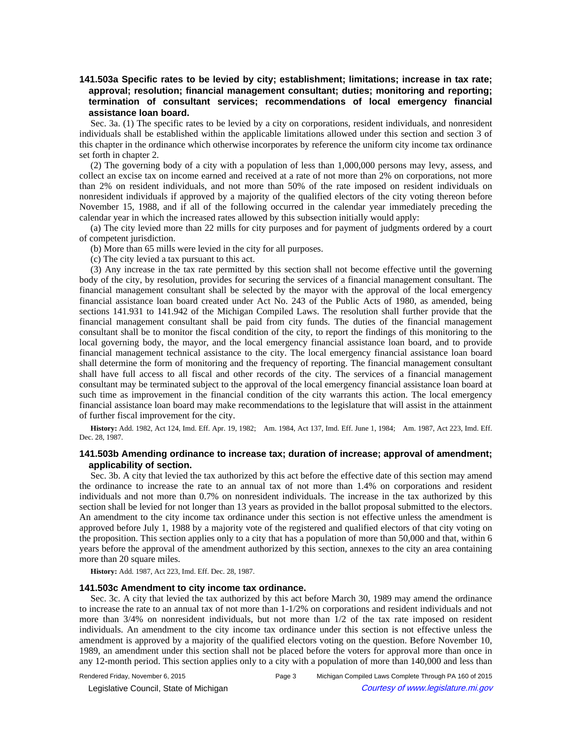### 141.503a Specific rates to be levied by city; establishment; limitations; increase in tax rate; approval; resolution; financial management consultant; duties; monitoring and reporting; termination of consultant services; recommendations of local emergency financial assistance loan board.

Sec. 3a. (1) The specific rates to be levied by a city on corporations, resident individuals, and nonresident individuals shall be established within the applicable limitations allowed under this section and section 3 of this chapter in the ordinance which otherwise incorporates by reference the uniform city income tax ordinance set forth in chapter 2.

(2) The governing body of a city with a population of less than 1,000,000 persons may levy, assess, and collect an excise tax on income earned and received at a rate of not more than 2% on corporations, not more than 2% on resident individuals, and not more than 50% of the rate imposed on resident individuals on nonresident individuals if approved by a majority of the qualified electors of the city voting thereon before November 15, 1988, and if all of the following occurred in the calendar year immediately preceding the calendar year in which the increased rates allowed by this subsection initially would apply:

(a) The city levied more than 22 mills for city purposes and for payment of judgments ordered by a court of competent jurisdiction.

(b) More than 65 mills were levied in the city for all purposes.

(c) The city levied a tax pursuant to this act.

(3) Any increase in the tax rate permitted by this section shall not become effective until the governing body of the city, by resolution, provides for securing the services of a financial management consultant. The financial management consultant shall be selected by the mayor with the approval of the local emergency financial assistance loan board created under Act No. 243 of the Public Acts of 1980, as amended, being sections 141.931 to 141.942 of the Michigan Compiled Laws. The resolution shall further provide that the financial management consultant shall be paid from city funds. The duties of the financial management consultant shall be to monitor the fiscal condition of the city, to report the findings of this monitoring to the local governing body, the mayor, and the local emergency financial assistance loan board, and to provide financial management technical assistance to the city. The local emergency financial assistance loan board shall determine the form of monitoring and the frequency of reporting. The financial management consultant shall have full access to all fiscal and other records of the city. The services of a financial management consultant may be terminated subject to the approval of the local emergency financial assistance loan board at such time as improvement in the financial condition of the city warrants this action. The local emergency financial assistance loan board may make recommendations to the legislature that will assist in the attainment of further fiscal improvement for the city.

**History:** Add. 1982, Act 124, Imd. Eff. Apr. 19, 1982; Am. 1984, Act 137, Imd. Eff. June 1, 1984; Am. 1987, Act 223, Imd. Eff. Dec. 28, 1987.

### 141.503b Amending ordinance to increase tax; duration of increase; approval of amendment; applicability of section.

Sec. 3b. A city that levied the tax authorized by this act before the effective date of this section may amend the ordinance to increase the rate to an annual tax of not more than 1.4% on corporations and resident individuals and not more than 0.7% on nonresident individuals. The increase in the tax authorized by this section shall be levied for not longer than 13 years as provided in the ballot proposal submitted to the electors. An amendment to the city income tax ordinance under this section is not effective unless the amendment is approved before July 1, 1988 by a majority vote of the registered and qualified electors of that city voting on the proposition. This section applies only to a city that has a population of more than 50,000 and that, within 6 years before the approval of the amendment authorized by this section, annexes to the city an area containing more than 20 square miles.

**History:** Add. 1987, Act 223, Imd. Eff. Dec. 28, 1987.

### 141.503c Amendment to city income tax ordinance.

Sec. 3c. A city that levied the tax authorized by this act before March 30, 1989 may amend the ordinance to increase the rate to an annual tax of not more than 1-1/2% on corporations and resident individuals and not more than 3/4% on nonresident individuals, but not more than 1/2 of the tax rate imposed on resident individuals. An amendment to the city income tax ordinance under this section is not effective unless the amendment is approved by a majority of the qualified electors voting on the question. Before November 10, 1989, an amendment under this section shall not be placed before the voters for approval more than once in any 12-month period. This section applies only to a city with a population of more than 140,000 and less than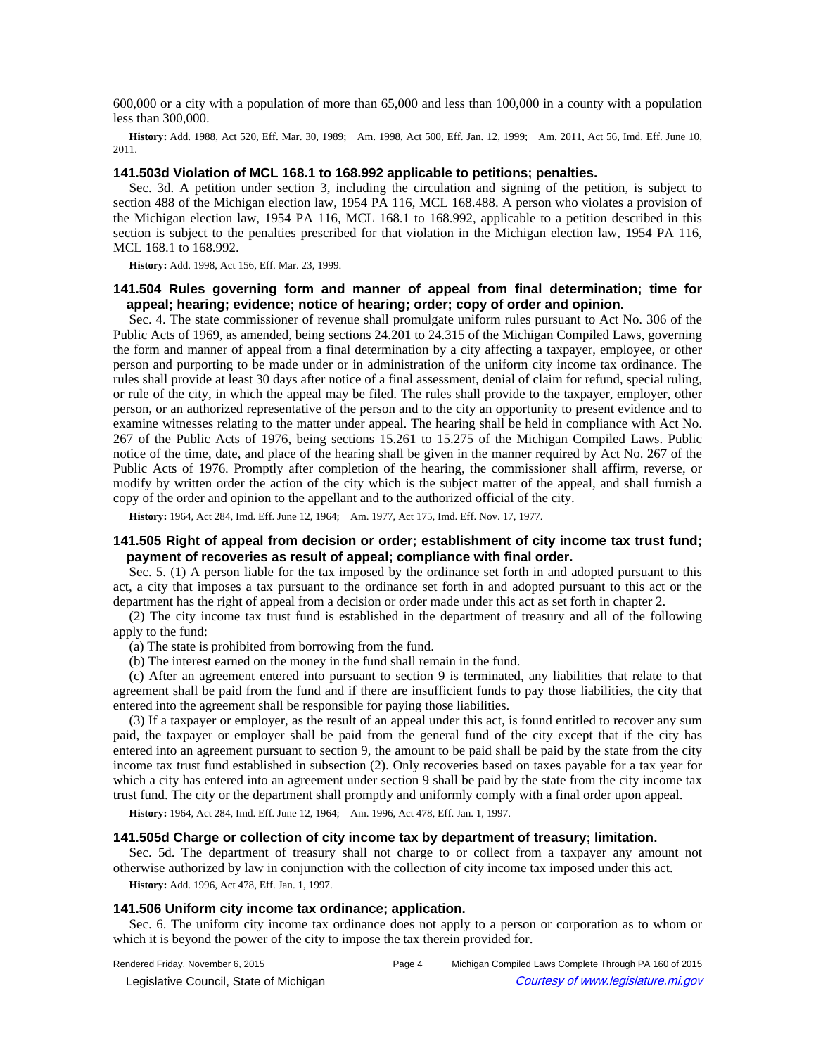600,000 or a city with a population of more than 65,000 and less than 100,000 in a county with a population less than 300,000.

**History:** Add. 1988, Act 520, Eff. Mar. 30, 1989;—Am. 1998, Act 500, Eff. Jan. 12, 1999;—Am. 2011, Act 56, Imd. Eff. June 10, 2011.

### 141.503d Violation of MCL 168.1 to 168.992 applicable to petitions; penalties.

Sec. 3d. A petition under section 3, including the circulation and signing of the petition, is subject to section 488 of the Michigan election law, 1954 PA 116, MCL 168.488. A person who violates a provision of the Michigan election law, 1954 PA 116, MCL 168.1 to 168.992, applicable to a petition described in this section is subject to the penalties prescribed for that violation in the Michigan election law, 1954 PA 116, MCL 168.1 to 168.992.

**History:** Add. 1998, Act 156, Eff. Mar. 23, 1999.

### 141.504 Rules governing form and manner of appeal from final determination; time for appeal; hearing; evidence; notice of hearing; order; copy of order and opinion.

Sec. 4. The state commissioner of revenue shall promulgate uniform rules pursuant to Act No. 306 of the Public Acts of 1969, as amended, being sections 24.201 to 24.315 of the Michigan Compiled Laws, governing the form and manner of appeal from a final determination by a city affecting a taxpayer, employee, or other person and purporting to be made under or in administration of the uniform city income tax ordinance. The rules shall provide at least 30 days after notice of a final assessment, denial of claim for refund, special ruling, or rule of the city, in which the appeal may be filed. The rules shall provide to the taxpayer, employer, other person, or an authorized representative of the person and to the city an opportunity to present evidence and to examine witnesses relating to the matter under appeal. The hearing shall be held in compliance with Act No. 267 of the Public Acts of 1976, being sections 15.261 to 15.275 of the Michigan Compiled Laws. Public notice of the time, date, and place of the hearing shall be given in the manner required by Act No. 267 of the Public Acts of 1976. Promptly after completion of the hearing, the commissioner shall affirm, reverse, or modify by written order the action of the city which is the subject matter of the appeal, and shall furnish a copy of the order and opinion to the appellant and to the authorized official of the city.

**History:** 1964, Act 284, Imd. Eff. June 12, 1964;—Am. 1977, Act 175, Imd. Eff. Nov. 17, 1977.

### 141.505 Right of appeal from decision or order; establishment of city income tax trust fund; payment of recoveries as result of appeal; compliance with final order.

Sec. 5. (1) A person liable for the tax imposed by the ordinance set forth in and adopted pursuant to this act, a city that imposes a tax pursuant to the ordinance set forth in and adopted pursuant to this act or the department has the right of appeal from a decision or order made under this act as set forth in chapter 2.

(2) The city income tax trust fund is established in the department of treasury and all of the following apply to the fund:

(a) The state is prohibited from borrowing from the fund.

(b) The interest earned on the money in the fund shall remain in the fund.

(c) After an agreement entered into pursuant to section 9 is terminated, any liabilities that relate to that agreement shall be paid from the fund and if there are insufficient funds to pay those liabilities, the city that entered into the agreement shall be responsible for paying those liabilities.

(3) If a taxpayer or employer, as the result of an appeal under this act, is found entitled to recover any sum paid, the taxpayer or employer shall be paid from the general fund of the city except that if the city has entered into an agreement pursuant to section 9, the amount to be paid shall be paid by the state from the city income tax trust fund established in subsection (2). Only recoveries based on taxes payable for a tax year for which a city has entered into an agreement under section 9 shall be paid by the state from the city income tax trust fund. The city or the department shall promptly and uniformly comply with a final order upon appeal.

**History:** 1964, Act 284, Imd. Eff. June 12, 1964;—Am. 1996, Act 478, Eff. Jan. 1, 1997.

### 141.505d Charge or collection of city income tax by department of treasury; limitation.

Sec. 5d. The department of treasury shall not charge to or collect from a taxpayer any amount not otherwise authorized by law in conjunction with the collection of city income tax imposed under this act.

**History:** Add. 1996, Act 478, Eff. Jan. 1, 1997.

### 141.506 Uniform city income tax ordinance; application.

Sec. 6. The uniform city income tax ordinance does not apply to a person or corporation as to whom or which it is beyond the power of the city to impose the tax therein provided for.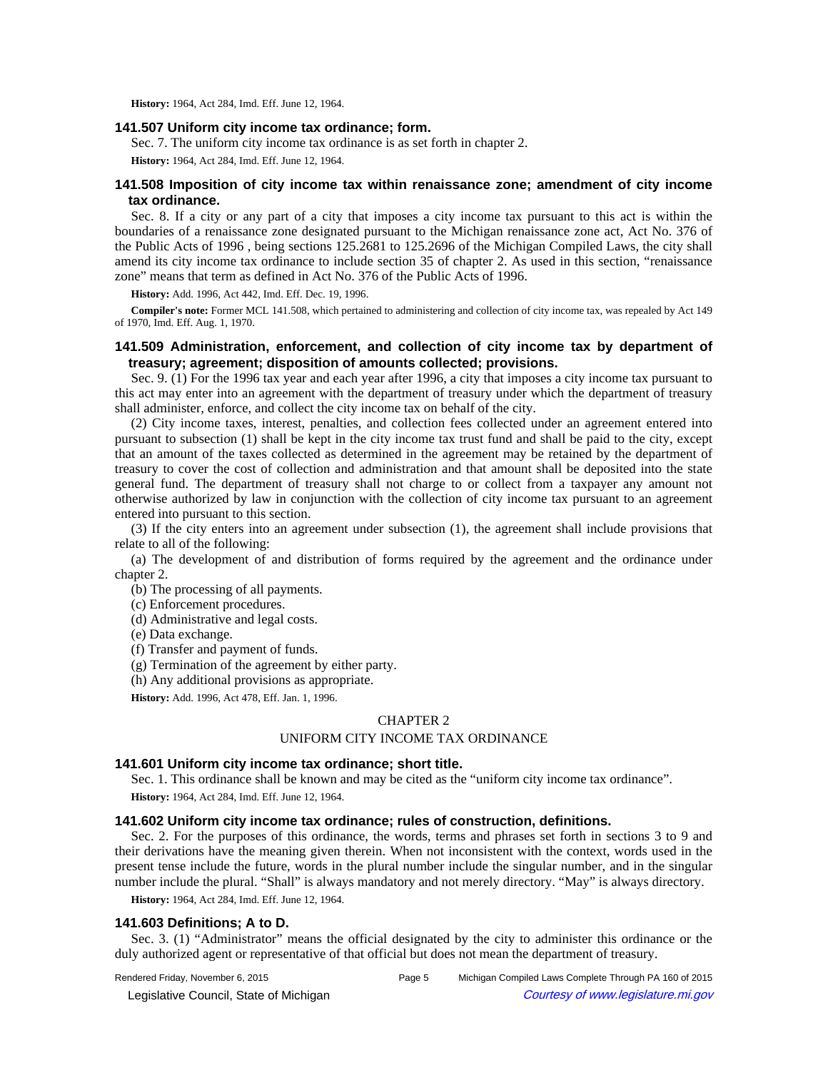**History:** 1964, Act 284, Imd. Eff. June 12, 1964.

### 141.507 Uniform city income tax ordinance; form.

Sec. 7. The uniform city income tax ordinance is as set forth in chapter 2.

**History:** 1964, Act 284, Imd. Eff. June 12, 1964.

### 141.508 Imposition of city income tax within renaissance zone; amendment of city income tax ordinance.

Sec. 8. If a city or any part of a city that imposes a city income tax pursuant to this act is within the boundaries of a renaissance zone designated pursuant to the Michigan renaissance zone act, Act No. 376 of the Public Acts of 1996 , being sections 125.2681 to 125.2696 of the Michigan Compiled Laws, the city shall amend its city income tax ordinance to include section 35 of chapter 2. As used in this section, "renaissance zone" means that term as defined in Act No. 376 of the Public Acts of 1996.

**History:** Add. 1996, Act 442, Imd. Eff. Dec. 19, 1996.

**Compiler's note:** Former MCL 141.508, which pertained to administering and collection of city income tax, was repealed by Act 149 of 1970, Imd. Eff. Aug. 1, 1970.

### 141.509 Administration, enforcement, and collection of city income tax by department of treasury; agreement; disposition of amounts collected; provisions.

Sec. 9. (1) For the 1996 tax year and each year after 1996, a city that imposes a city income tax pursuant to this act may enter into an agreement with the department of treasury under which the department of treasury shall administer, enforce, and collect the city income tax on behalf of the city.

(2) City income taxes, interest, penalties, and collection fees collected under an agreement entered into pursuant to subsection (1) shall be kept in the city income tax trust fund and shall be paid to the city, except that an amount of the taxes collected as determined in the agreement may be retained by the department of treasury to cover the cost of collection and administration and that amount shall be deposited into the state general fund. The department of treasury shall not charge to or collect from a taxpayer any amount not otherwise authorized by law in conjunction with the collection of city income tax pursuant to an agreement entered into pursuant to this section.

(3) If the city enters into an agreement under subsection (1), the agreement shall include provisions that relate to all of the following:

(a) The development of and distribution of forms required by the agreement and the ordinance under chapter 2.

(b) The processing of all payments.

(c) Enforcement procedures.

(d) Administrative and legal costs.

(e) Data exchange.

(f) Transfer and payment of funds.

(g) Termination of the agreement by either party.

(h) Any additional provisions as appropriate.

**History:** Add. 1996, Act 478, Eff. Jan. 1, 1996.

## CHAPTER 2

## UNIFORM CITY INCOME TAX ORDINANCE

### 141.601 Uniform city income tax ordinance; short title.

Sec. 1. This ordinance shall be known and may be cited as the "uniform city income tax ordinance".

**History:** 1964, Act 284, Imd. Eff. June 12, 1964.

### 141.602 Uniform city income tax ordinance; rules of construction, definitions.

Sec. 2. For the purposes of this ordinance, the words, terms and phrases set forth in sections 3 to 9 and their derivations have the meaning given therein. When not inconsistent with the context, words used in the present tense include the future, words in the plural number include the singular number, and in the singular number include the plural. "Shall" is always mandatory and not merely directory. "May" is always directory.

**History:** 1964, Act 284, Imd. Eff. June 12, 1964.

### 141.603 Definitions; A to D.

Sec. 3. (1) "Administrator" means the official designated by the city to administer this ordinance or the duly authorized agent or representative of that official but does not mean the department of treasury.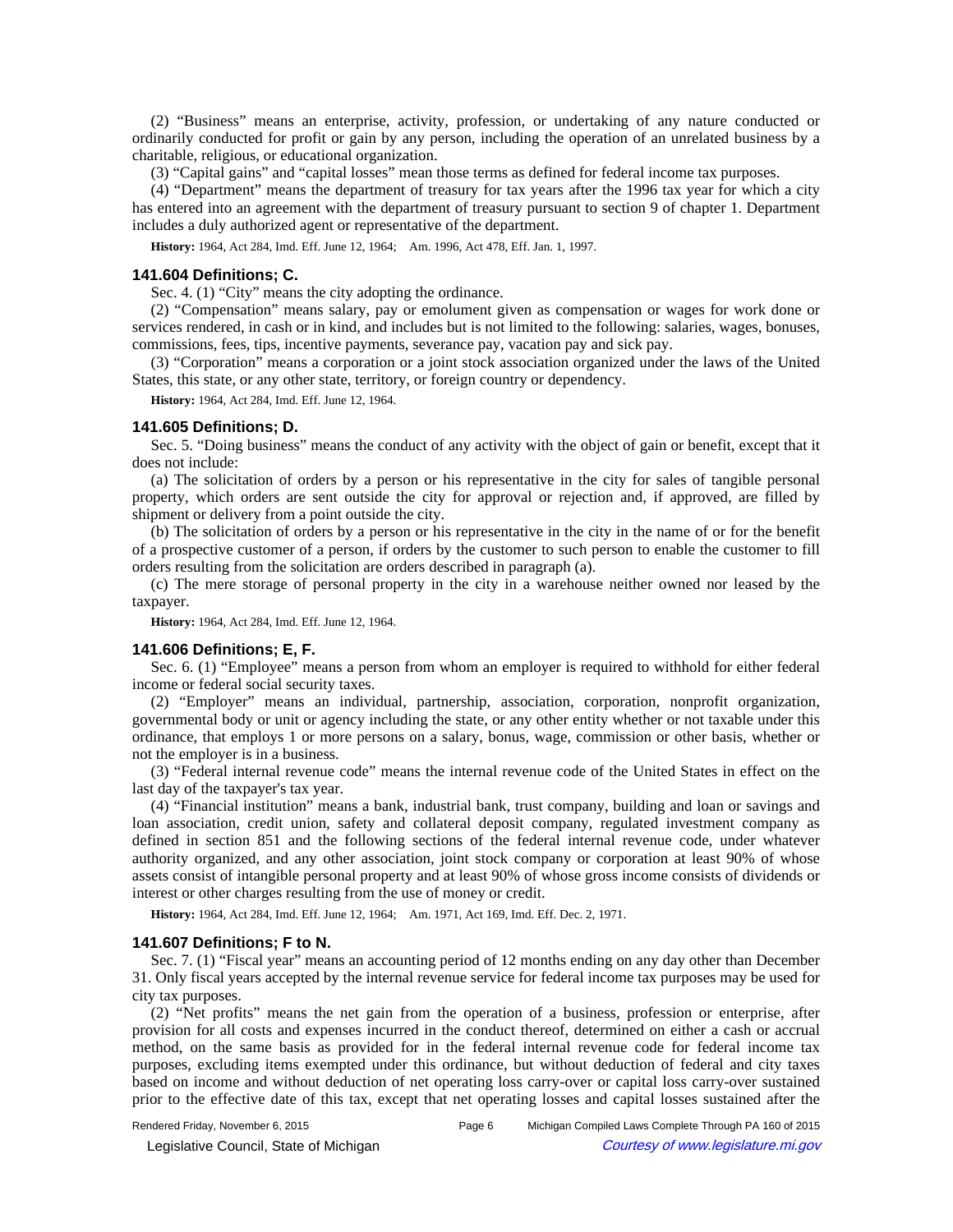(2) "Business" means an enterprise, activity, profession, or undertaking of any nature conducted or ordinarily conducted for profit or gain by any person, including the operation of an unrelated business by a charitable, religious, or educational organization.

(3) "Capital gains" and "capital losses" mean those terms as defined for federal income tax purposes.

(4) "Department" means the department of treasury for tax years after the 1996 tax year for which a city has entered into an agreement with the department of treasury pursuant to section 9 of chapter 1. Department includes a duly authorized agent or representative of the department.

**History:** 1964, Act 284, Imd. Eff. June 12, 1964;—Am. 1996, Act 478, Eff. Jan. 1, 1997.

### 141.604 Definitions; C.

Sec. 4. (1) "City" means the city adopting the ordinance.

(2) "Compensation" means salary, pay or emolument given as compensation or wages for work done or services rendered, in cash or in kind, and includes but is not limited to the following: salaries, wages, bonuses, commissions, fees, tips, incentive payments, severance pay, vacation pay and sick pay.

(3) "Corporation" means a corporation or a joint stock association organized under the laws of the United States, this state, or any other state, territory, or foreign country or dependency.

**History:** 1964, Act 284, Imd. Eff. June 12, 1964.

### 141.605 Definitions; D.

Sec. 5. "Doing business" means the conduct of any activity with the object of gain or benefit, except that it does not include:

(a) The solicitation of orders by a person or his representative in the city for sales of tangible personal property, which orders are sent outside the city for approval or rejection and, if approved, are filled by shipment or delivery from a point outside the city.

(b) The solicitation of orders by a person or his representative in the city in the name of or for the benefit of a prospective customer of a person, if orders by the customer to such person to enable the customer to fill orders resulting from the solicitation are orders described in paragraph (a).

(c) The mere storage of personal property in the city in a warehouse neither owned nor leased by the taxpayer.

**History:** 1964, Act 284, Imd. Eff. June 12, 1964.

### 141.606 Definitions; E, F.

Sec. 6. (1) "Employee" means a person from whom an employer is required to withhold for either federal income or federal social security taxes.

(2) "Employer" means an individual, partnership, association, corporation, nonprofit organization, governmental body or unit or agency including the state, or any other entity whether or not taxable under this ordinance, that employs 1 or more persons on a salary, bonus, wage, commission or other basis, whether or not the employer is in a business.

(3) "Federal internal revenue code" means the internal revenue code of the United States in effect on the last day of the taxpayer's tax year.

(4) "Financial institution" means a bank, industrial bank, trust company, building and loan or savings and loan association, credit union, safety and collateral deposit company, regulated investment company as defined in section 851 and the following sections of the federal internal revenue code, under whatever authority organized, and any other association, joint stock company or corporation at least 90% of whose assets consist of intangible personal property and at least 90% of whose gross income consists of dividends or interest or other charges resulting from the use of money or credit.

**History:** 1964, Act 284, Imd. Eff. June 12, 1964;—Am. 1971, Act 169, Imd. Eff. Dec. 2, 1971.

### 141.607 Definitions; F to N.

Sec. 7. (1) "Fiscal year" means an accounting period of 12 months ending on any day other than December 31. Only fiscal years accepted by the internal revenue service for federal income tax purposes may be used for city tax purposes.

(2) "Net profits" means the net gain from the operation of a business, profession or enterprise, after provision for all costs and expenses incurred in the conduct thereof, determined on either a cash or accrual method, on the same basis as provided for in the federal internal revenue code for federal income tax purposes, excluding items exempted under this ordinance, but without deduction of federal and city taxes based on income and without deduction of net operating loss carry-over or capital loss carry-over sustained prior to the effective date of this tax, except that net operating losses and capital losses sustained after the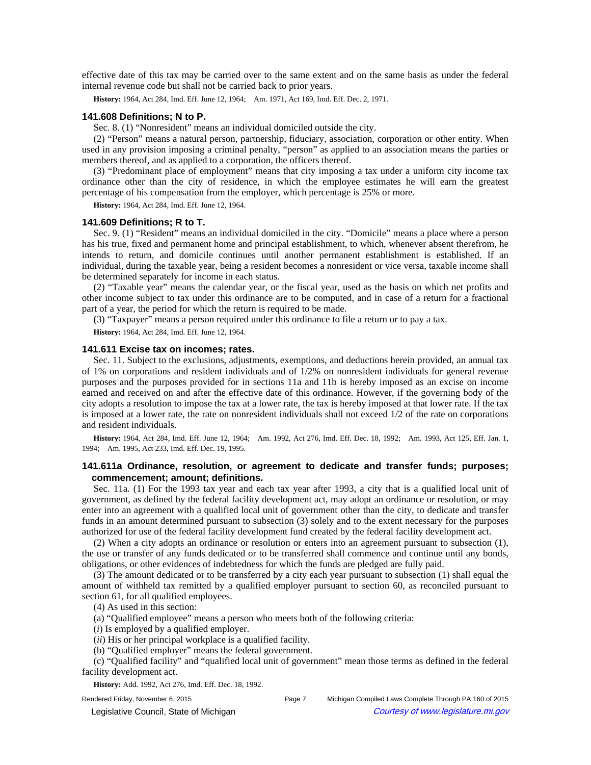effective date of this tax may be carried over to the same extent and on the same basis as under the federal internal revenue code but shall not be carried back to prior years.

**History:** 1964, Act 284, Imd. Eff. June 12, 1964; Am. 1971, Act 169, Imd. Eff. Dec. 2, 1971.

### 141.608 Definitions; N to P.

Sec. 8. (1) "Nonresident" means an individual domiciled outside the city.

(2) "Person" means a natural person, partnership, fiduciary, association, corporation or other entity. When used in any provision imposing a criminal penalty, "person" as applied to an association means the parties or members thereof, and as applied to a corporation, the officers thereof.

(3) "Predominant place of employment" means that city imposing a tax under a uniform city income tax ordinance other than the city of residence, in which the employee estimates he will earn the greatest percentage of his compensation from the employer, which percentage is 25% or more.

**History:** 1964, Act 284, Imd. Eff. June 12, 1964.

### 141.609 Definitions; R to T.

Sec. 9. (1) "Resident" means an individual domiciled in the city. "Domicile" means a place where a person has his true, fixed and permanent home and principal establishment, to which, whenever absent therefrom, he intends to return, and domicile continues until another permanent establishment is established. If an individual, during the taxable year, being a resident becomes a nonresident or vice versa, taxable income shall be determined separately for income in each status.

(2) "Taxable year" means the calendar year, or the fiscal year, used as the basis on which net profits and other income subject to tax under this ordinance are to be computed, and in case of a return for a fractional part of a year, the period for which the return is required to be made.

(3) "Taxpayer" means a person required under this ordinance to file a return or to pay a tax.

**History:** 1964, Act 284, Imd. Eff. June 12, 1964.

### 141.611 Excise tax on incomes; rates.

Sec. 11. Subject to the exclusions, adjustments, exemptions, and deductions herein provided, an annual tax of 1% on corporations and resident individuals and of 1/2% on nonresident individuals for general revenue purposes and the purposes provided for in sections 11a and 11b is hereby imposed as an excise on income earned and received on and after the effective date of this ordinance. However, if the governing body of the city adopts a resolution to impose the tax at a lower rate, the tax is hereby imposed at that lower rate. If the tax is imposed at a lower rate, the rate on nonresident individuals shall not exceed 1/2 of the rate on corporations and resident individuals.

**History:** 1964, Act 284, Imd. Eff. June 12, 1964; Am. 1992, Act 276, Imd. Eff. Dec. 18, 1992; Am. 1993, Act 125, Eff. Jan. 1, 1994; Am. 1995, Act 233, Imd. Eff. Dec. 19, 1995.

### 141.611a Ordinance, resolution, or agreement to dedicate and transfer funds; purposes; commencement; amount; definitions.

Sec. 11a. (1) For the 1993 tax year and each tax year after 1993, a city that is a qualified local unit of government, as defined by the federal facility development act, may adopt an ordinance or resolution, or may enter into an agreement with a qualified local unit of government other than the city, to dedicate and transfer funds in an amount determined pursuant to subsection (3) solely and to the extent necessary for the purposes authorized for use of the federal facility development fund created by the federal facility development act.

(2) When a city adopts an ordinance or resolution or enters into an agreement pursuant to subsection (1), the use or transfer of any funds dedicated or to be transferred shall commence and continue until any bonds, obligations, or other evidences of indebtedness for which the funds are pledged are fully paid.

(3) The amount dedicated or to be transferred by a city each year pursuant to subsection (1) shall equal the amount of withheld tax remitted by a qualified employer pursuant to section 60, as reconciled pursuant to section 61, for all qualified employees.

(4) As used in this section:

(a) "Qualified employee" means a person who meets both of the following criteria:

(*i*) Is employed by a qualified employer.

(*ii*) His or her principal workplace is a qualified facility.

(b) "Qualified employer" means the federal government.

(c) "Qualified facility" and "qualified local unit of government" mean those terms as defined in the federal facility development act.

**History:** Add. 1992, Act 276, Imd. Eff. Dec. 18, 1992.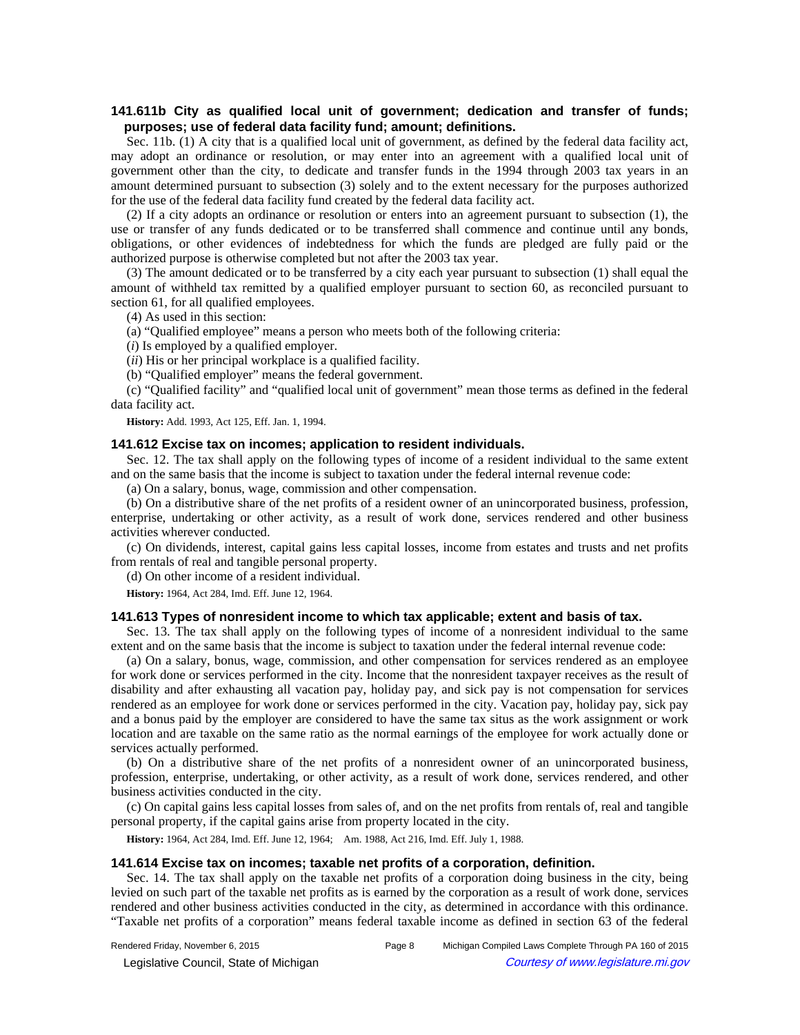### 141.611b City as qualified local unit of government; dedication and transfer of funds; purposes; use of federal data facility fund; amount; definitions.

Sec. 11b. (1) A city that is a qualified local unit of government, as defined by the federal data facility act, may adopt an ordinance or resolution, or may enter into an agreement with a qualified local unit of government other than the city, to dedicate and transfer funds in the 1994 through 2003 tax years in an amount determined pursuant to subsection (3) solely and to the extent necessary for the purposes authorized for the use of the federal data facility fund created by the federal data facility act.

(2) If a city adopts an ordinance or resolution or enters into an agreement pursuant to subsection (1), the use or transfer of any funds dedicated or to be transferred shall commence and continue until any bonds, obligations, or other evidences of indebtedness for which the funds are pledged are fully paid or the authorized purpose is otherwise completed but not after the 2003 tax year.

(3) The amount dedicated or to be transferred by a city each year pursuant to subsection (1) shall equal the amount of withheld tax remitted by a qualified employer pursuant to section 60, as reconciled pursuant to section 61, for all qualified employees.

(4) As used in this section:

(a) "Qualified employee" means a person who meets both of the following criteria:

(*i*) Is employed by a qualified employer.

(*ii*) His or her principal workplace is a qualified facility.

(b) "Qualified employer" means the federal government.

(c) "Qualified facility" and "qualified local unit of government" mean those terms as defined in the federal data facility act.

**History:** Add. 1993, Act 125, Eff. Jan. 1, 1994.

### 141.612 Excise tax on incomes; application to resident individuals.

Sec. 12. The tax shall apply on the following types of income of a resident individual to the same extent and on the same basis that the income is subject to taxation under the federal internal revenue code:

(a) On a salary, bonus, wage, commission and other compensation.

(b) On a distributive share of the net profits of a resident owner of an unincorporated business, profession, enterprise, undertaking or other activity, as a result of work done, services rendered and other business activities wherever conducted.

(c) On dividends, interest, capital gains less capital losses, income from estates and trusts and net profits from rentals of real and tangible personal property.

(d) On other income of a resident individual.

**History:** 1964, Act 284, Imd. Eff. June 12, 1964.

### 141.613 Types of nonresident income to which tax applicable; extent and basis of tax.

Sec. 13. The tax shall apply on the following types of income of a nonresident individual to the same extent and on the same basis that the income is subject to taxation under the federal internal revenue code:

(a) On a salary, bonus, wage, commission, and other compensation for services rendered as an employee for work done or services performed in the city. Income that the nonresident taxpayer receives as the result of disability and after exhausting all vacation pay, holiday pay, and sick pay is not compensation for services rendered as an employee for work done or services performed in the city. Vacation pay, holiday pay, sick pay and a bonus paid by the employer are considered to have the same tax situs as the work assignment or work location and are taxable on the same ratio as the normal earnings of the employee for work actually done or services actually performed.

(b) On a distributive share of the net profits of a nonresident owner of an unincorporated business, profession, enterprise, undertaking, or other activity, as a result of work done, services rendered, and other business activities conducted in the city.

(c) On capital gains less capital losses from sales of, and on the net profits from rentals of, real and tangible personal property, if the capital gains arise from property located in the city.

**History:** 1964, Act 284, Imd. Eff. June 12, 1964; Am. 1988, Act 216, Imd. Eff. July 1, 1988.

### 141.614 Excise tax on incomes; taxable net profits of a corporation, definition.

Sec. 14. The tax shall apply on the taxable net profits of a corporation doing business in the city, being levied on such part of the taxable net profits as is earned by the corporation as a result of work done, services rendered and other business activities conducted in the city, as determined in accordance with this ordinance. "Taxable net profits of a corporation" means federal taxable income as defined in section 63 of the federal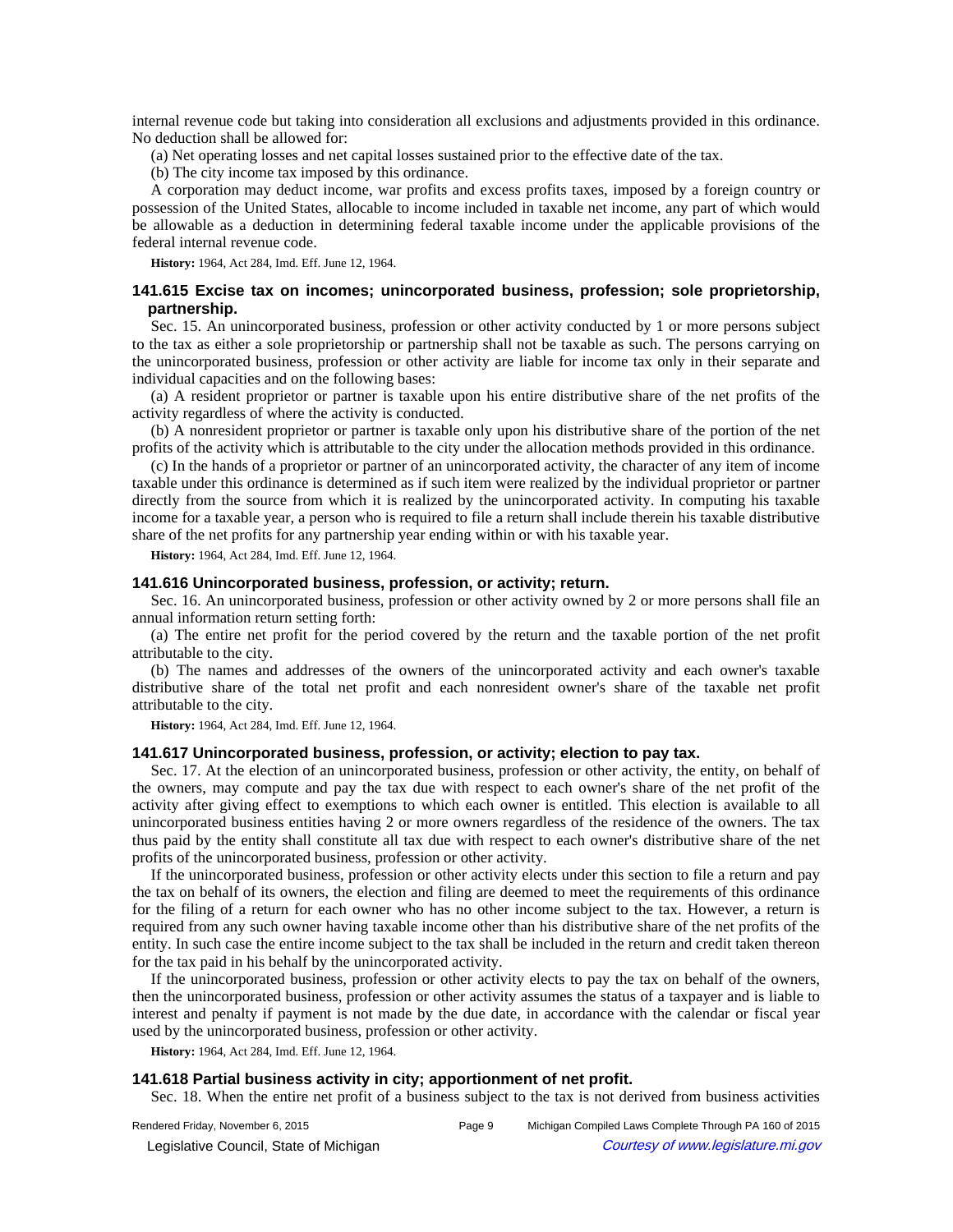internal revenue code but taking into consideration all exclusions and adjustments provided in this ordinance. No deduction shall be allowed for:

(a) Net operating losses and net capital losses sustained prior to the effective date of the tax.

(b) The city income tax imposed by this ordinance.

A corporation may deduct income, war profits and excess profits taxes, imposed by a foreign country or possession of the United States, allocable to income included in taxable net income, any part of which would be allowable as a deduction in determining federal taxable income under the applicable provisions of the federal internal revenue code.

**History:** 1964, Act 284, Imd. Eff. June 12, 1964.

### 141.615 Excise tax on incomes; unincorporated business, profession; sole proprietorship, partnership.

Sec. 15. An unincorporated business, profession or other activity conducted by 1 or more persons subject to the tax as either a sole proprietorship or partnership shall not be taxable as such. The persons carrying on the unincorporated business, profession or other activity are liable for income tax only in their separate and individual capacities and on the following bases:

(a) A resident proprietor or partner is taxable upon his entire distributive share of the net profits of the activity regardless of where the activity is conducted.

(b) A nonresident proprietor or partner is taxable only upon his distributive share of the portion of the net profits of the activity which is attributable to the city under the allocation methods provided in this ordinance.

(c) In the hands of a proprietor or partner of an unincorporated activity, the character of any item of income taxable under this ordinance is determined as if such item were realized by the individual proprietor or partner directly from the source from which it is realized by the unincorporated activity. In computing his taxable income for a taxable year, a person who is required to file a return shall include therein his taxable distributive share of the net profits for any partnership year ending within or with his taxable year.

**History:** 1964, Act 284, Imd. Eff. June 12, 1964.

### 141.616 Unincorporated business, profession, or activity; return.

Sec. 16. An unincorporated business, profession or other activity owned by 2 or more persons shall file an annual information return setting forth:

(a) The entire net profit for the period covered by the return and the taxable portion of the net profit attributable to the city.

(b) The names and addresses of the owners of the unincorporated activity and each owner's taxable distributive share of the total net profit and each nonresident owner's share of the taxable net profit attributable to the city.

**History:** 1964, Act 284, Imd. Eff. June 12, 1964.

### 141.617 Unincorporated business, profession, or activity; election to pay tax.

Sec. 17. At the election of an unincorporated business, profession or other activity, the entity, on behalf of the owners, may compute and pay the tax due with respect to each owner's share of the net profits of the activity after giving effect to exemptions to which each owner is entitled. This election is available to all unincorporated business entities having 2 or more owners regardless of the residence of the owners. The tax thus paid by the entity shall constitute all tax due with respect to each owner's distributive share of the net profits of the unincorporated business, profession or other activity.

If the unincorporated business, profession or other activity elects under this section to file a return and pay the tax on behalf of its owners, the election and filing are deemed to meet the requirements of this ordinance for the filing of a return for each owner who has no other income subject to the tax. However, a return is required from any such owner having taxable income other than his distributive share of the net profits of the entity. In such case the entire income subject to the tax shall be included in the return and credit taken thereon for the tax paid in his behalf by the unincorporated activity.

If the unincorporated business, profession or other activity elects to pay the tax on behalf of the owners, then the unincorporated business, profession or other activity assumes the status of a taxpayer and is liable to interest and penalty if payment is not made by the due date, in accordance with the calendar or fiscal year used by the unincorporated business, profession or other activity.

**History:** 1964, Act 284, Imd. Eff. June 12, 1964.

### 141.618 Partial business activity in city; apportionment of net profit.

Sec. 18. When the entire net profit of a business subject to the tax is not derived from business activities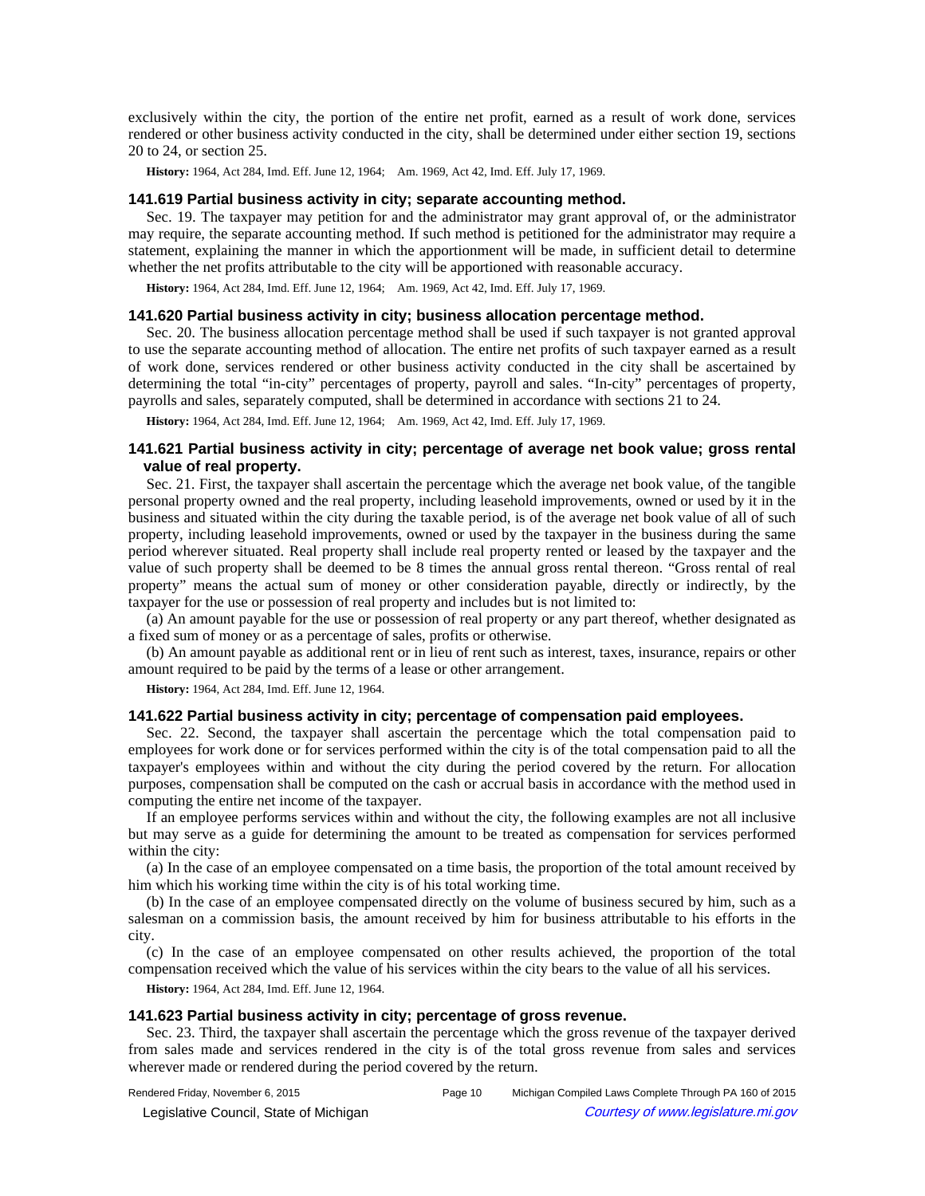exclusively within the city, the portion of the entire net profit, earned as a result of work done, services rendered or other business activity conducted in the city, shall be determined under either section 19, sections 20 to 24, or section 25.

**History:** 1964, Act 284, Imd. Eff. June 12, 1964;—Am. 1969, Act 42, Imd. Eff. July 17, 1969.

### 141.619 Partial business activity in city; separate accounting method.

Sec. 19. The taxpayer may petition for and the administrator may grant approval of, or the administrator may require, the separate accounting method. If such method is petitioned for the administrator may require a statement, explaining the manner in which the apportionment will be made, in sufficient detail to determine whether the net profits attributable to the city will be apportioned with reasonable accuracy.

**History:** 1964, Act 284, Imd. Eff. June 12, 1964;—Am. 1969, Act 42, Imd. Eff. July 17, 1969.

### 141.620 Partial business activity in city; business allocation percentage method.

Sec. 20. The business allocation percentage method shall be used if such taxpayer is not granted approval to use the separate accounting method of allocation. The entire net profits of such taxpayer earned as a result of work done, services rendered or other business activity conducted in the city shall be ascertained by determining the total "in-city" percentages of property, payroll and sales. "In-city" percentages of property, payrolls and sales, separately computed, shall be determined in accordance with sections 21 to 24.

**History:** 1964, Act 284, Imd. Eff. June 12, 1964;—Am. 1969, Act 42, Imd. Eff. July 17, 1969.

### 141.621 Partial business activity in city; percentage of average net book value; gross rental value of real property.

Sec. 21. First, the taxpayer shall ascertain the percentage which the average net book value, of the tangible personal property owned and the real property, including leasehold improvements, owned or used by it in the business and situated within the city during the taxable period, is of the average net book value of all of such property, including leasehold improvements, owned or used by the taxpayer in the business during the same period wherever situated. Real property shall include real property rented or leased by the taxpayer and the value of such property shall be deemed to be 8 times the annual gross rental thereon. "Gross rental of real property" means the actual sum of money or other consideration payable, directly or indirectly, by the taxpayer for the use or possession of real property and includes but is not limited to:

(a) An amount payable for the use or possession of real property or any part thereof, whether designated as a fixed sum of money or as a percentage of sales, profits or otherwise.

(b) An amount payable as additional rent or in lieu of rent such as interest, taxes, insurance, repairs or other amount required to be paid by the terms of a lease or other arrangement.

**History:** 1964, Act 284, Imd. Eff. June 12, 1964.

### 141.622 Partial business activity in city; percentage of compensation paid employees.

Sec. 22. Second, the taxpayer shall ascertain the percentage which the total compensation paid to employees for work done or for services performed within the city is of the total compensation paid to all the taxpayer's employees within and without the city during the period covered by the return. For allocation purposes, compensation shall be computed on the cash or accrual basis in accordance with the method used in computing the entire net income of the taxpayer.

If an employee performs services within and without the city, the following examples are not all inclusive but may serve as a guide for determining the amount to be treated as compensation for services performed within the city:

(a) In the case of an employee compensated on a time basis, the proportion of the total amount received by him which his working time within the city is of his total working time.

(b) In the case of an employee compensated directly on the volume of business secured by him, such as a salesman on a commission basis, the amount received by him for business attributable to his efforts in the city.

(c) In the case of an employee compensated on other results achieved, the proportion of the total compensation received which the value of his services within the city bears to the value of all his services.

**History:** 1964, Act 284, Imd. Eff. June 12, 1964.

### 141.623 Partial business activity in city; percentage of gross revenue.

Sec. 23. Third, the taxpayer shall ascertain the percentage which the gross revenue of the taxpayer derived from sales made and services rendered in the city is of the total gross revenue from sales and services wherever made or rendered during the period covered by the return.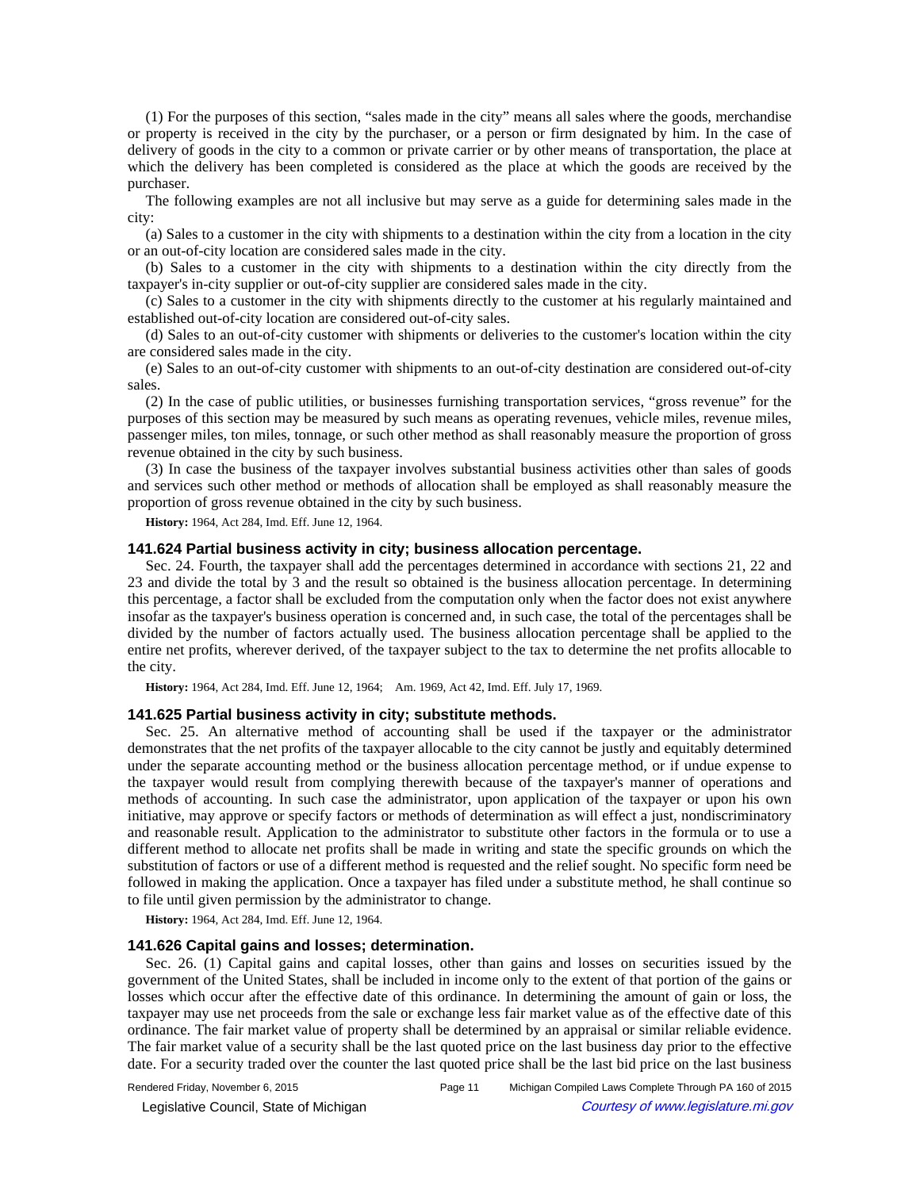(1) For the purposes of this section, "sales made in the city" means all sales where the goods, merchandise or property is received in the city by the purchaser, or a person or firm designated by him. In the case of delivery of goods in the city to a common or private carrier or by other means of transportation, the place at which the delivery has been completed is considered as the place at which the goods are received by the purchaser.

The following examples are not all inclusive but may serve as a guide for determining sales made in the city:

(a) Sales to a customer in the city with shipments to a destination within the city from a location in the city or an out-of-city location are considered sales made in the city.

(b) Sales to a customer in the city with shipments to a destination within the city directly from the taxpayer's in-city supplier or out-of-city supplier are considered sales made in the city.

(c) Sales to a customer in the city with shipments directly to the customer at his regularly maintained and established out-of-city location are considered out-of-city sales.

(d) Sales to an out-of-city customer with shipments or deliveries to the customer's location within the city are considered sales made in the city.

(e) Sales to an out-of-city customer with shipments to an out-of-city destination are considered out-of-city sales.

(2) In the case of public utilities, or businesses furnishing transportation services, "gross revenue" for the purposes of this section may be measured by such means as operating revenues, vehicle miles, revenue miles, passenger miles, ton miles, tonnage, or such other method as shall reasonably measure the proportion of gross revenue obtained in the city by such business.

(3) In case the business of the taxpayer involves substantial business activities other than sales of goods and services such other method or methods of allocation shall be employed as shall reasonably measure the proportion of gross revenue obtained in the city by such business.

**History:** 1964, Act 284, Imd. Eff. June 12, 1964.

### 141.624 Partial business activity in city; business allocation percentage.

Sec. 24. Fourth, the taxpayer shall add the percentages determined in accordance with sections 21, 22 and 23 and divide the total by 3 and the result so obtained is the business allocation percentage. In determining this percentage, a factor shall be excluded from the computation only when the factor does not exist anywhere insofar as the taxpayer's business operation is concerned and, in such case, the total of the percentages shall be divided by the number of factors actually used. The business allocation percentage shall be applied to the entire net profits, wherever derived, of the taxpayer subject to the tax to determine the net profits allocable to the city.

**History:** 1964, Act 284, Imd. Eff. June 12, 1964; Am. 1969, Act 42, Imd. Eff. July 17, 1969.

### 141.625 Partial business activity in city; substitute methods.

Sec. 25. An alternative method of accounting shall be used if the taxpayer or the administrator demonstrates that the net profits of the taxpayer allocable to the city cannot be justly and equitably determined under the separate accounting method or the business allocation percentage method, or if undue expense to the taxpayer would result from complying therewith because of the taxpayer's manner of operations and methods of accounting. In such case the administrator, upon application of the taxpayer or upon his own initiative, may approve or specify factors or methods of determination as will effect a just, nondiscriminatory and reasonable result. Application to the administrator to substitute other factors in the formula or to use a different method to allocate net profits shall be made in writing and state the specific grounds on which the substitution of factors or use of a different method is requested and the relief sought. No specific form need be followed in making the application. Once a taxpayer has filed under a substitute method, he shall continue so to file until given permission by the administrator to change.

**History:** 1964, Act 284, Imd. Eff. June 12, 1964.

### 141.626 Capital gains and losses; determination.

Sec. 26. (1) Capital gains and capital losses, other than gains and losses on securities issued by the government of the United States, shall be included in income only to the extent of that portion of the gains or losses which occur after the effective date of this ordinance. In determining the amount of gain or loss, the taxpayer may use net proceeds from the sale or exchange less fair market value as of the effective date of this ordinance. The fair market value of property shall be determined by an appraisal or similar reliable evidence. The fair market value of a security shall be the last quoted price on the last business day prior to the effective date. For a security traded over the counter the last quoted price shall be the last bid price on the last business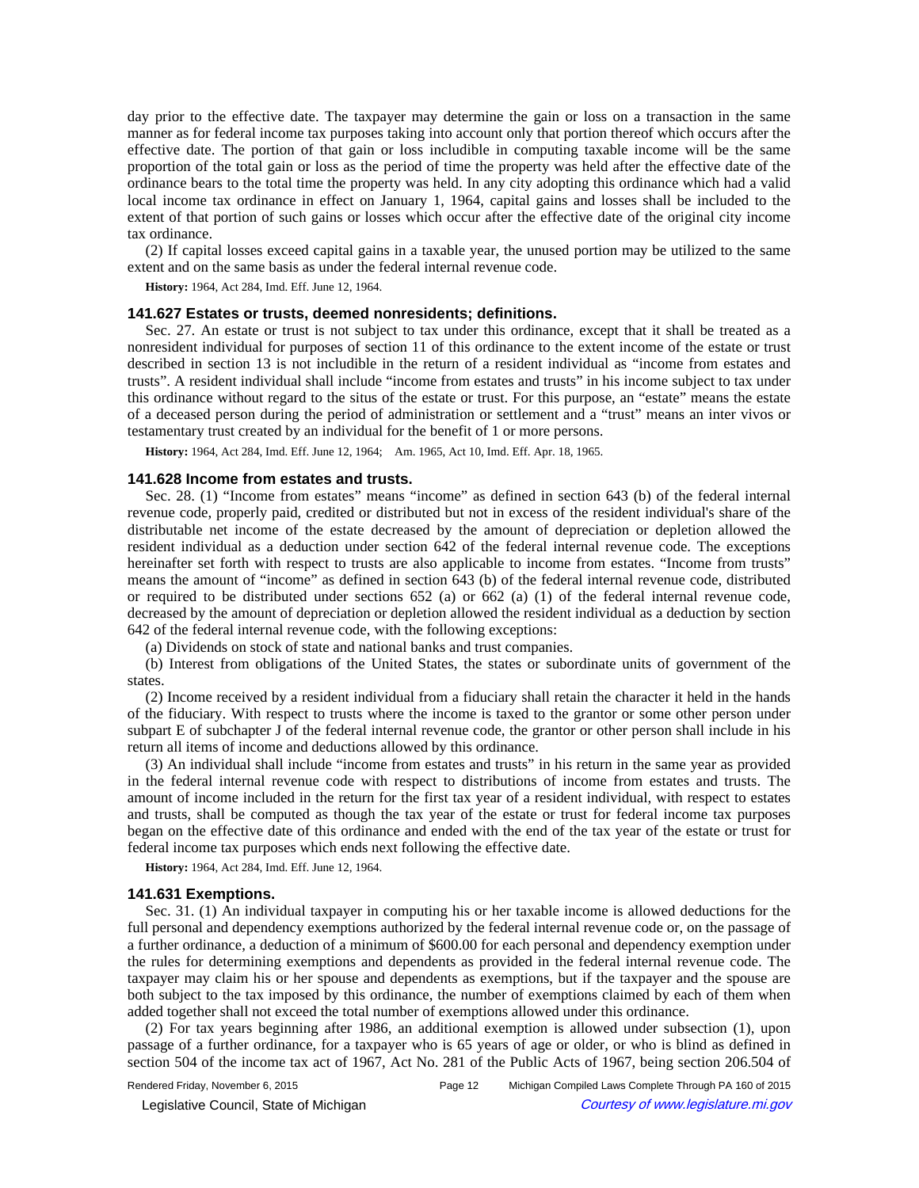day prior to the effective date. The taxpayer may determine the gain or loss on a transaction in the same manner as for federal income tax purposes taking into account only that portion thereof which occurs after the effective date. The portion of that gain or loss includible in computing taxable income will be the same proportion of the total gain or loss as the period of time the property was held after the effective date of the ordinance bears to the total time the property was held. In any city adopting this ordinance which had a valid local income tax ordinance in effect on January 1, 1964, capital gains and losses shall be included to the extent of that portion of such gains or losses which occur after the effective date of the original city income tax ordinance.

(2) If capital losses exceed capital gains in a taxable year, the unused portion may be utilized to the same extent and on the same basis as under the federal internal revenue code.

**History:** 1964, Act 284, Imd. Eff. June 12, 1964.

### 141.627 Estates or trusts, deemed nonresidents; definitions.

Sec. 27. An estate or trust is not subject to tax under this ordinance, except that it shall be treated as a nonresident individual for purposes of section 11 of this ordinance to the extent income of the estate or trust described in section 13 is not includible in the return of a resident individual as "income from estates and trusts". A resident individual shall include "income from estates and trusts" in his income subject to tax under this ordinance without regard to the situs of the estate or trust. For this purpose, an "estate" means the estate of a deceased person during the period of administration or settlement and a "trust" means an inter vivos or testamentary trust created by an individual for the benefit of 1 or more persons.

**History:** 1964, Act 284, Imd. Eff. June 12, 1964; Am. 1965, Act 10, Imd. Eff. Apr. 18, 1965.

### 141.628 Income from estates and trusts.

Sec. 28. (1) "Income from estates" means "income" as defined in section 643 (b) of the federal internal revenue code, properly paid, credited or distributed but not in excess of the resident individual's share of the distributable net income of the estate decreased by the amount of depreciation or depletion allowed the resident individual as a deduction under section 642 of the federal internal revenue code. The exceptions hereinafter set forth with respect to trusts are also applicable to income from estates. "Income from trusts" means the amount of "income" as defined in section 643 (b) of the federal internal revenue code, distributed or required to be distributed under sections 652 (a) or 662 (a) (1) of the federal internal revenue code, decreased by the amount of depreciation or depletion allowed the resident individual as a deduction by section 642 of the federal internal revenue code, with the following exceptions:

(a) Dividends on stock of state and national banks and trust companies.

(b) Interest from obligations of the United States, the states or subordinate units of government of the states.

(2) Income received by a resident individual from a fiduciary shall retain the character it held in the hands of the fiduciary. With respect to trusts where the income is taxed to the grantor or some other person under subpart E of subchapter J of the federal internal revenue code, the grantor or other person shall include in his return all items of income and deductions allowed by this ordinance.

(3) An individual shall include "income from estates and trusts" in his return in the same year as provided in the federal internal revenue code with respect to distributions of income from estates and trusts. The amount of income included in the return for the first tax year of a resident individual, with respect to estates and trusts, shall be computed as though the tax year of the estate or trust for federal income tax purposes began on the effective date of this ordinance and ended with the end of the tax year of the estate or trust for federal income tax purposes which ends next following the effective date.

**History:** 1964, Act 284, Imd. Eff. June 12, 1964.

### 141.631 Exemptions.

Sec. 31. (1) An individual taxpayer in computing his or her taxable income is allowed deductions for the full personal and dependency exemptions authorized by the federal internal revenue code or, on the passage of a further ordinance, a deduction of a minimum of $600.00 for each personal and dependency exemption under the rules for determining exemptions and dependents as provided in the federal internal revenue code. The taxpayer may claim his or her spouse and dependents as exemptions, but if the taxpayer and the spouse are both subject to the tax imposed by this ordinance, the number of exemptions claimed by each of them when added together shall not exceed the total number of exemptions allowed under this ordinance.

(2) For tax years beginning after 1986, an additional exemption is allowed under subsection (1), upon passage of a further ordinance, for a taxpayer who is 65 years of age or older, or who is blind as defined in section 504 of the income tax act of 1967, Act No. 281 of the Public Acts of 1967, being section 206.504 of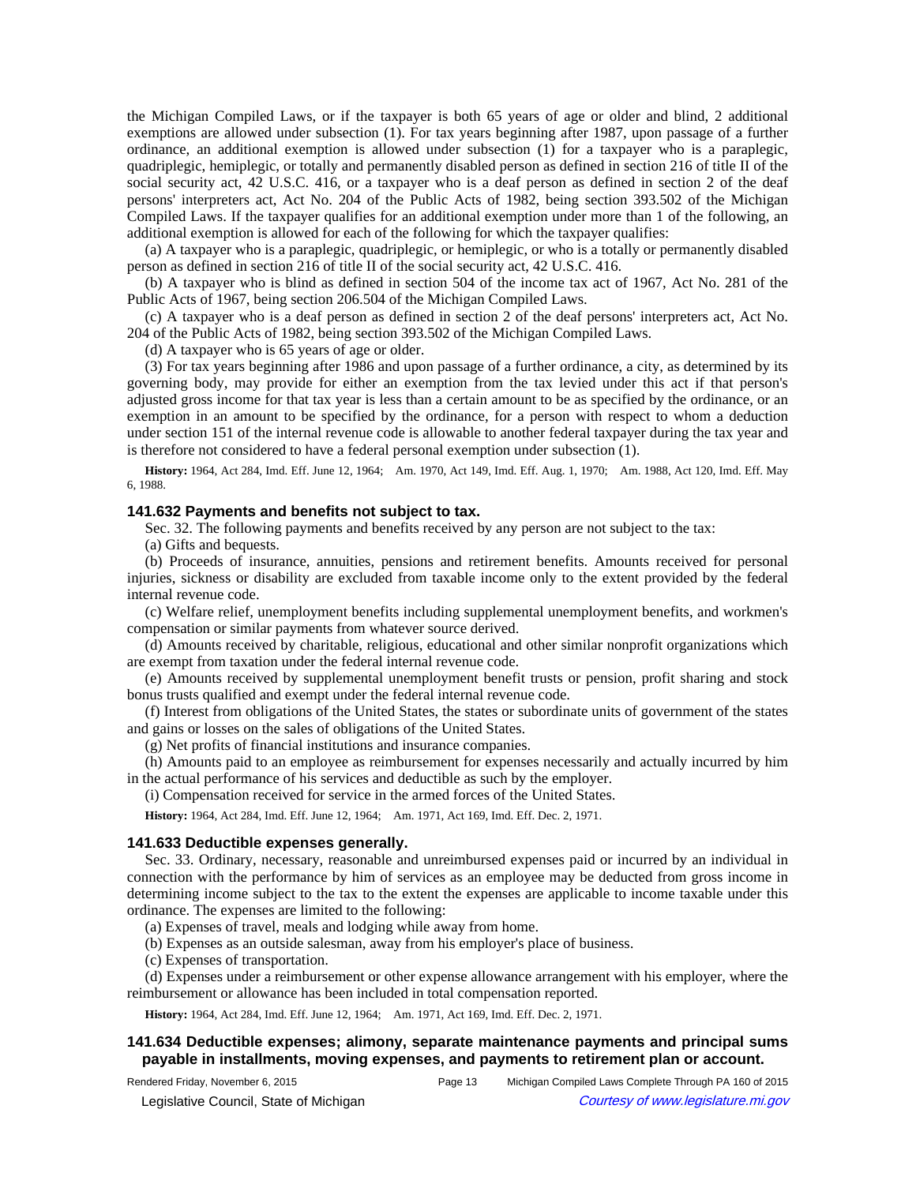the Michigan Compiled Laws, or if the taxpayer is both 65 years of age or older and blind, 2 additional exemptions are allowed under subsection (1). For tax years beginning after 1987, upon passage of a further ordinance, an additional exemption is allowed under subsection (1) for a taxpayer who is a paraplegic, quadriplegic, hemiplegic, or totally and permanently disabled person as defined in section 216 of title II of the social security act, 42 U.S.C. 416, or a taxpayer who is a deaf person as defined in section 2 of the deaf persons' interpreters act, Act No. 204 of the Public Acts of 1982, being section 393.502 of the Michigan Compiled Laws. If the taxpayer qualifies for an additional exemption under more than 1 of the following, an additional exemption is allowed for each of the following for which the taxpayer qualifies:

(a) A taxpayer who is a paraplegic, quadriplegic, or hemiplegic, or who is a totally or permanently disabled person as defined in section 216 of title II of the social security act, 42 U.S.C. 416.

(b) A taxpayer who is blind as defined in section 504 of the income tax act of 1967, Act No. 281 of the Public Acts of 1967, being section 206.504 of the Michigan Compiled Laws.

(c) A taxpayer who is a deaf person as defined in section 2 of the deaf persons' interpreters act, Act No. 204 of the Public Acts of 1982, being section 393.502 of the Michigan Compiled Laws.

(d) A taxpayer who is 65 years of age or older.

(3) For tax years beginning after 1986 and upon passage of a further ordinance, a city, as determined by its governing body, may provide for either an exemption from the tax levied under this act if that person's adjusted gross income for that tax year is less than a certain amount to be as specified by the ordinance, or an exemption in an amount to be specified by the ordinance, for a person with respect to whom a deduction under section 151 of the internal revenue code is allowable to another federal taxpayer during the tax year and is therefore not considered to have a federal personal exemption under subsection (1).

**History:** 1964, Act 284, Imd. Eff. June 12, 1964; Am. 1970, Act 149, Imd. Eff. Aug. 1, 1970; Am. 1988, Act 120, Imd. Eff. May 6, 1988.

### 141.632 Payments and benefits not subject to tax.

Sec. 32. The following payments and benefits received by any person are not subject to the tax:

(a) Gifts and bequests.

(b) Proceeds of insurance, annuities, pensions and retirement benefits. Amounts received for personal injuries, sickness or disability are excluded from taxable income only to the extent provided by the federal internal revenue code.

(c) Welfare relief, unemployment benefits including supplemental unemployment benefits, and workmen's compensation or similar payments from whatever source derived.

(d) Amounts received by charitable, religious, educational and other similar nonprofit organizations which are exempt from taxation under the federal internal revenue code.

(e) Amounts received by supplemental unemployment benefit trusts or pension, profit sharing and stock bonus trusts qualified and exempt under the federal internal revenue code.

(f) Interest from obligations of the United States, the states or subordinate units of government of the states and gains or losses on the sales of obligations of the United States.

(g) Net profits of financial institutions and insurance companies.

(h) Amounts paid to an employee as reimbursement for expenses necessarily and actually incurred by him in the actual performance of his services and deductible as such by the employer.

(i) Compensation received for service in the armed forces of the United States.

**History:** 1964, Act 284, Imd. Eff. June 12, 1964; Am. 1971, Act 169, Imd. Eff. Dec. 2, 1971.

### 141.633 Deductible expenses generally.

Sec. 33. Ordinary, necessary, reasonable and unreimbursed expenses paid or incurred by an individual in connection with the performance by him of services as an employee may be deducted from gross income in determining income subject to the tax to the extent the expenses are applicable to income taxable under this ordinance. The expenses are limited to the following:

(a) Expenses of travel, meals and lodging while away from home.

(b) Expenses as an outside salesman, away from his employer's place of business.

(c) Expenses of transportation.

(d) Expenses under a reimbursement or other expense allowance arrangement with his employer, where the reimbursement or allowance has been included in total compensation reported.

**History:** 1964, Act 284, Imd. Eff. June 12, 1964; Am. 1971, Act 169, Imd. Eff. Dec. 2, 1971.

### 141.634 Deductible expenses; alimony, separate maintenance payments and principal sums payable in installments, moving expenses, and payments to retirement plan or account.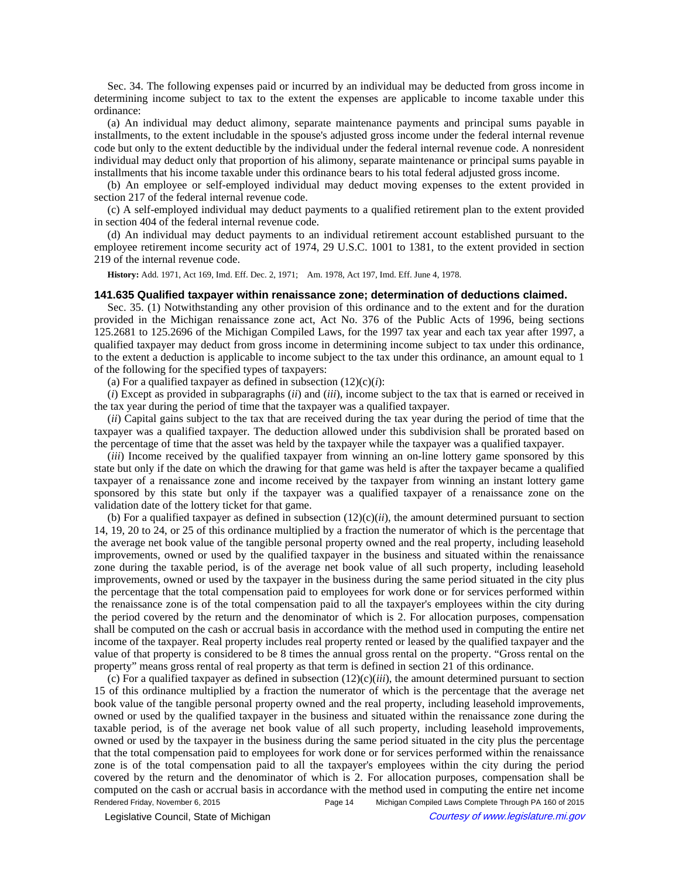Sec. 34. The following expenses paid or incurred by an individual may be deducted from gross income in determining income subject to tax to the extent the expenses are applicable to income taxable under this ordinance:

(a) An individual may deduct alimony, separate maintenance payments and principal sums payable in installments, to the extent includable in the spouse's adjusted gross income under the federal internal revenue code but only to the extent deductible by the individual under the federal internal revenue code. A nonresident individual may deduct only that proportion of his alimony, separate maintenance or principal sums payable in installments that his income taxable under this ordinance bears to his total federal adjusted gross income.

(b) An employee or self-employed individual may deduct moving expenses to the extent provided in section 217 of the federal internal revenue code.

(c) A self-employed individual may deduct payments to a qualified retirement plan to the extent provided in section 404 of the federal internal revenue code.

(d) An individual may deduct payments to an individual retirement account established pursuant to the employee retirement income security act of 1974, 29 U.S.C. 1001 to 1381, to the extent provided in section 219 of the internal revenue code.

**History:** Add. 1971, Act 169, Imd. Eff. Dec. 2, 1971; Am. 1978, Act 197, Imd. Eff. June 4, 1978.

### 141.635 Qualified taxpayer within renaissance zone; determination of deductions claimed.

Sec. 35. (1) Notwithstanding any other provision of this ordinance and to the extent and for the duration provided in the Michigan renaissance zone act, Act No. 376 of the Public Acts of 1996, being sections 125.2681 to 125.2696 of the Michigan Compiled Laws, for the 1997 tax year and each tax year after 1997, a qualified taxpayer may deduct from gross income in determining income subject to tax under this ordinance, to the extent a deduction is applicable to income subject to the tax under this ordinance, an amount equal to 1 of the following for the specified types of taxpayers:

(a) For a qualified taxpayer as defined in subsection (12)(c)(*i*):

(*i*) Except as provided in subparagraphs (*ii*) and (*iii*), income subject to the tax that is earned or received in the tax year during the period of time that the taxpayer was a qualified taxpayer.

(*ii*) Capital gains subject to the tax that are received during the tax year during the period of time that the taxpayer was a qualified taxpayer. The deduction allowed under this subdivision shall be prorated based on the percentage of time that the asset was held by the taxpayer while the taxpayer was a qualified taxpayer.

(*iii*) Income received by the qualified taxpayer from winning an on-line lottery game sponsored by this state but only if the date on which the drawing for that game was held is after the taxpayer became a qualified taxpayer of a renaissance zone and income received by the taxpayer from winning an instant lottery game sponsored by this state but only if the taxpayer was a qualified taxpayer of a renaissance zone on the validation date of the lottery ticket for that game.

(b) For a qualified taxpayer as defined in subsection (12)(c)(*ii*), the amount determined pursuant to section 14, 19, 20 to 24, or 25 of this ordinance multiplied by a fraction the numerator of which is the percentage that the average net book value of the tangible personal property owned and the real property, including leasehold improvements, owned or used by the qualified taxpayer in the business and situated within the renaissance zone during the taxable period, is of the average net book value of all such property, including leasehold improvements, owned or used by the taxpayer in the business during the same period situated in the city plus the percentage that the total compensation paid to employees for work done or for services performed within the renaissance zone is of the total compensation paid to all the taxpayer's employees within the city during the period covered by the return and the denominator of which is 2. For allocation purposes, compensation shall be computed on the cash or accrual basis in accordance with the method used in computing the entire net income of the taxpayer. Real property includes real property rented or leased by the qualified taxpayer and the value of that property is considered to be 8 times the annual gross rental on the property. "Gross rental on the property" means gross rental of real property as that term is defined in section 21 of this ordinance.

(c) For a qualified taxpayer as defined in subsection (12)(c)(*iii*), the amount determined pursuant to section 15 of this ordinance multiplied by a fraction the numerator of which is the percentage that the average net book value of the tangible personal property owned and the real property, including leasehold improvements, owned or used by the qualified taxpayer in the business and situated within the renaissance zone during the taxable period, is of the average net book value of all such property, including leasehold improvements, owned or used by the taxpayer in the business during the same period situated in the city plus the percentage that the total compensation paid to employees for work done or for services performed within the renaissance zone is of the total compensation paid to all the taxpayer's employees within the city during the period covered by the return and the denominator of which is 2. For allocation purposes, compensation shall be computed on the cash or accrual basis in accordance with the method used in computing the entire net income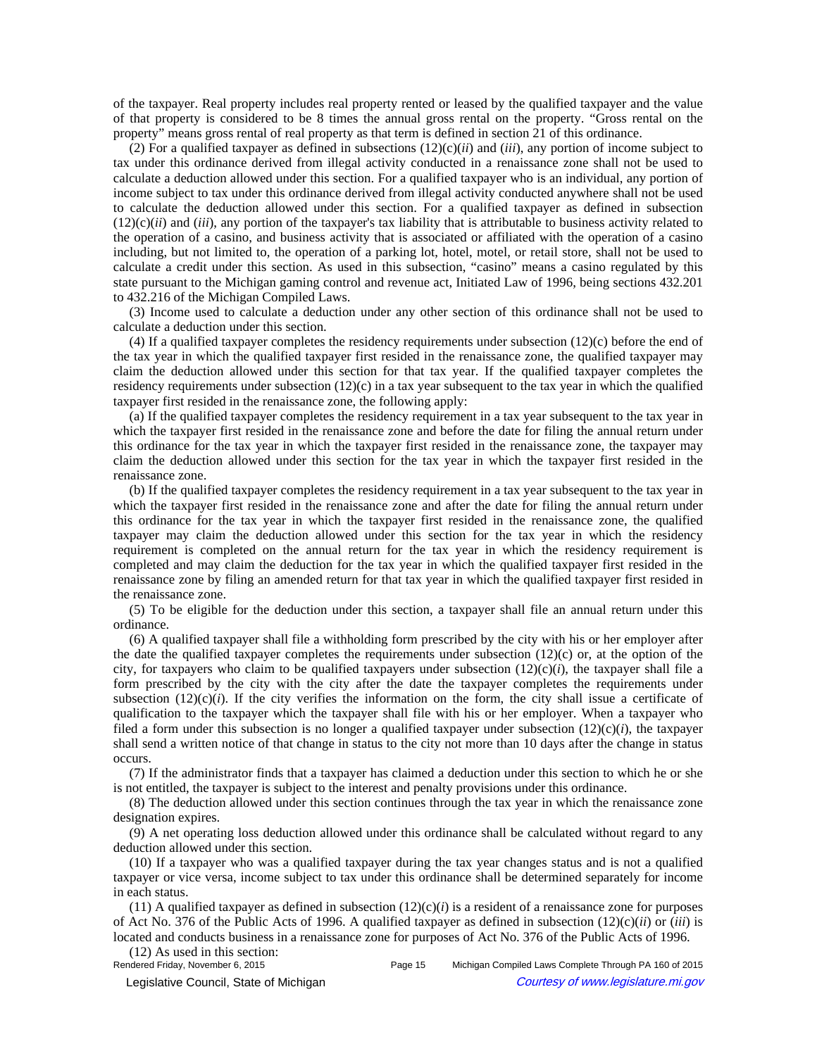of the taxpayer. Real property includes real property rented or leased by the qualified taxpayer and the value of that property is considered to be 8 times the annual gross rental on the property. "Gross rental on the property" means gross rental of real property as that term is defined in section 21 of this ordinance.

(2) For a qualified taxpayer as defined in subsections (12)(c)(*ii*) and (*iii*), any portion of income subject to tax under this ordinance derived from illegal activity conducted in a renaissance zone shall not be used to calculate a deduction allowed under this section. For a qualified taxpayer who is an individual, any portion of income subject to tax under this ordinance derived from illegal activity conducted anywhere shall not be used to calculate the deduction allowed under this section. For a qualified taxpayer as defined in subsection (12)(c)(*ii*) and (*iii*), any portion of the taxpayer's tax liability that is attributable to business activity related to the operation of a casino, and business activity that is associated or affiliated with the operation of a casino including, but not limited to, the operation of a parking lot, hotel, motel, or retail store, shall not be used to calculate a credit under this section. As used in this subsection, "casino" means a casino regulated by this state pursuant to the Michigan gaming control and revenue act, Initiated Law of 1996, being sections 432.201 to 432.216 of the Michigan Compiled Laws.

(3) Income used to calculate a deduction under any other section of this ordinance shall not be used to calculate a deduction under this section.

(4) If a qualified taxpayer completes the residency requirements under subsection (12)(c) before the end of the tax year in which the qualified taxpayer first resided in the renaissance zone, the qualified taxpayer may claim the deduction allowed under this section for that tax year. If the qualified taxpayer completes the residency requirements under subsection (12)(c) in a tax year subsequent to the tax year in which the qualified taxpayer first resided in the renaissance zone, the following apply:

(a) If the qualified taxpayer completes the residency requirement in a tax year subsequent to the tax year in which the taxpayer first resided in the renaissance zone and before the date for filing the annual return under this ordinance for the tax year in which the taxpayer first resided in the renaissance zone, the taxpayer may claim the deduction allowed under this section for the tax year in which the taxpayer first resided in the renaissance zone.

(b) If the qualified taxpayer completes the residency requirement in a tax year subsequent to the tax year in which the taxpayer first resided in the renaissance zone and after the date for filing the annual return under this ordinance for the tax year in which the taxpayer first resided in the renaissance zone, the qualified taxpayer may claim the deduction allowed under this section for the tax year in which the residency requirement is completed on the annual return for the tax year in which the residency requirement is completed and may claim the deduction for the tax year in which the qualified taxpayer first resided in the renaissance zone by filing an amended return for that tax year in which the qualified taxpayer first resided in the renaissance zone.

(5) To be eligible for the deduction under this section, a taxpayer shall file an annual return under this ordinance.

(6) A qualified taxpayer shall file a withholding form prescribed by the city with his or her employer after the date the qualified taxpayer completes the requirements under subsection (12)(c) or, at the option of the city, for taxpayers who claim to be qualified taxpayers under subsection (12)(c)(*i*), the taxpayer shall file a form prescribed by the city with the city after the date the taxpayer completes the requirements under subsection (12)(c)(*i*). If the city verifies the information on the form, the city shall issue a certificate of qualification to the taxpayer which the taxpayer shall file with his or her employer. When a taxpayer who filed a form under this subsection is no longer a qualified taxpayer under subsection (12)(c)(*i*), the taxpayer shall send a written notice of that change in status to the city not more than 10 days after the change in status occurs.

(7) If the administrator finds that a taxpayer has claimed a deduction under this section to which he or she is not entitled, the taxpayer is subject to the interest and penalty provisions under this ordinance.

(8) The deduction allowed under this section continues through the tax year in which the renaissance zone designation expires.

(9) A net operating loss deduction allowed under this ordinance shall be calculated without regard to any deduction allowed under this section.

(10) If a taxpayer who was a qualified taxpayer during the tax year changes status and is not a qualified taxpayer or vice versa, income subject to tax under this ordinance shall be determined separately for income in each status.

(11) A qualified taxpayer as defined in subsection (12)(c)(*i*) is a resident of a renaissance zone for purposes of Act No. 376 of the Public Acts of 1996. A qualified taxpayer as defined in subsection (12)(c)(*ii*) or (*iii*) is located and conducts business in a renaissance zone for purposes of Act No. 376 of the Public Acts of 1996.

(12) As used in this section: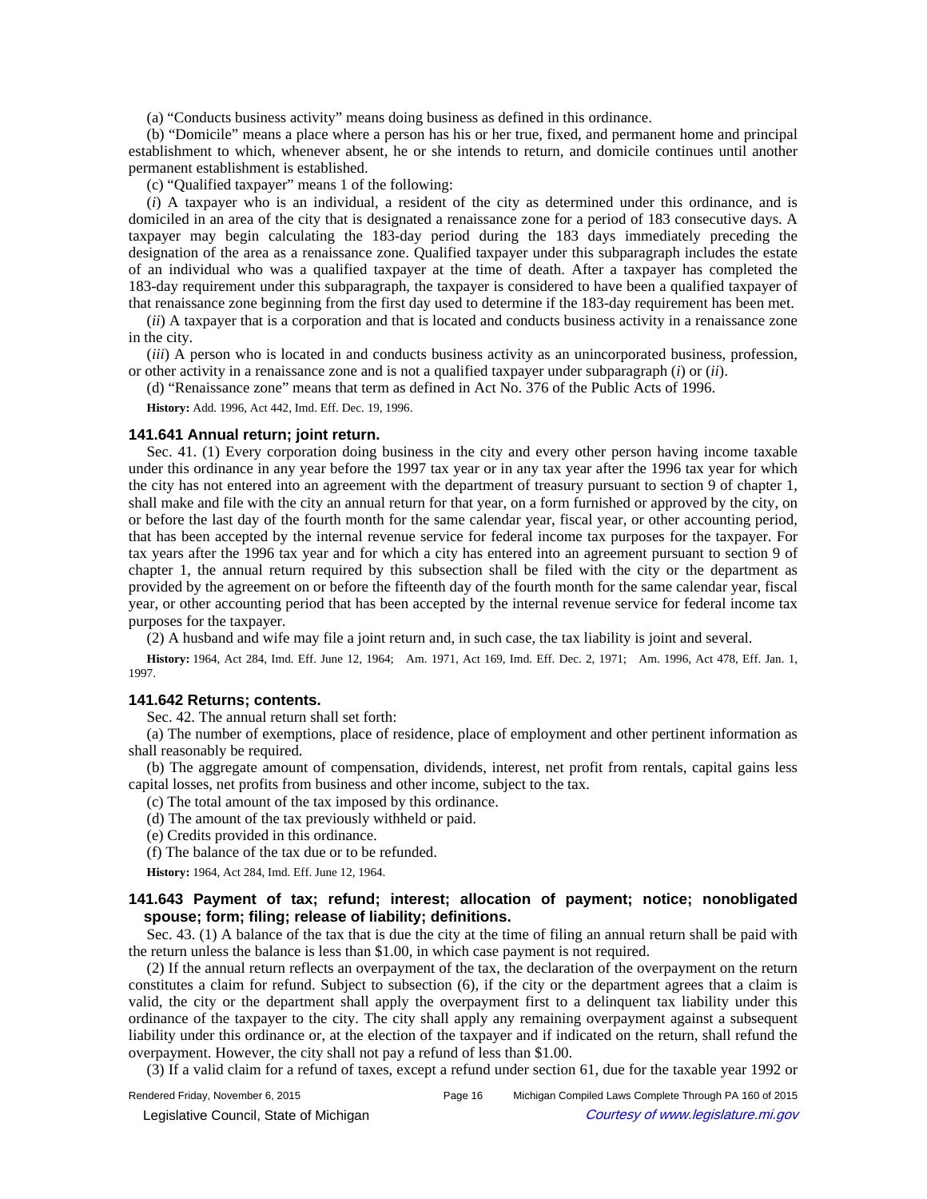(a) "Conducts business activity" means doing business as defined in this ordinance.

(b) "Domicile" means a place where a person has his or her true, fixed, and permanent home and principal establishment to which, whenever absent, he or she intends to return, and domicile continues until another permanent establishment is established.

(c) "Qualified taxpayer" means 1 of the following:

(*i*) A taxpayer who is an individual, a resident of the city as determined under this ordinance, and is domiciled in an area of the city that is designated a renaissance zone for a period of 183 consecutive days. A taxpayer may begin calculating the 183-day period during the 183 days immediately preceding the designation of the area as a renaissance zone. Qualified taxpayer under this subparagraph includes the estate of an individual who was a qualified taxpayer at the time of death. After a taxpayer has completed the 183-day requirement under this subparagraph, the taxpayer is considered to have been a qualified taxpayer of that renaissance zone beginning from the first day used to determine if the 183-day requirement has been met.

(*ii*) A taxpayer that is a corporation and that is located and conducts business activity in a renaissance zone in the city.

(*iii*) A person who is located in and conducts business activity as an unincorporated business, profession, or other activity in a renaissance zone and is not a qualified taxpayer under subparagraph (*i*) or (*ii*).

(d) "Renaissance zone" means that term as defined in Act No. 376 of the Public Acts of 1996.

**History:** Add. 1996, Act 442, Imd. Eff. Dec. 19, 1996.

### 141.641 Annual return; joint return.

Sec. 41. (1) Every corporation doing business in the city and every other person having income taxable under this ordinance in any year before the 1997 tax year or in any tax year after the 1996 tax year for which the city has not entered into an agreement with the department of treasury pursuant to section 9 of chapter 1, shall make and file with the city an annual return for that year, on a form furnished or approved by the city, on or before the last day of the fourth month for the same calendar year, fiscal year, or other accounting period, that has been accepted by the internal revenue service for federal income tax purposes for the taxpayer. For tax years after the 1996 tax year and for which a city has entered into an agreement pursuant to section 9 of chapter 1, the annual return required by this subsection shall be filed with the city or the department as provided by the agreement on or before the fifteenth day of the fourth month for the same calendar year, fiscal year, or other accounting period that has been accepted by the internal revenue service for federal income tax purposes for the taxpayer.

(2) A husband and wife may file a joint return and, in such case, the tax liability is joint and several.

**History:** 1964, Act 284, Imd. Eff. June 12, 1964;—Am. 1971, Act 169, Imd. Eff. Dec. 2, 1971;—Am. 1996, Act 478, Eff. Jan. 1, 1997.

### 141.642 Returns; contents.

Sec. 42. The annual return shall set forth:

(a) The number of exemptions, place of residence, place of employment and other pertinent information as shall reasonably be required.

(b) The aggregate amount of compensation, dividends, interest, net profit from rentals, capital gains less capital losses, net profits from business and other income, subject to the tax.

(c) The total amount of the tax imposed by this ordinance.

(d) The amount of the tax previously withheld or paid.

(e) Credits provided in this ordinance.

(f) The balance of the tax due or to be refunded.

**History:** 1964, Act 284, Imd. Eff. June 12, 1964.

### 141.643 Payment of tax; refund; interest; allocation of payment; notice; nonobligated spouse; form; filing; release of liability; definitions.

Sec. 43. (1) A balance of the tax that is due the city at the time of filing an annual return shall be paid with the return unless the balance is less than $1.00, in which case payment is not required.

(2) If the annual return reflects an overpayment of the tax, the declaration of the overpayment on the return constitutes a claim for refund. Subject to subsection (6), if the city or the department agrees that a claim is valid, the city or the department shall apply the overpayment first to a delinquent tax liability under this ordinance of the taxpayer to the city. The city shall apply any remaining overpayment against a subsequent liability under this ordinance or, at the election of the taxpayer and if indicated on the return, shall refund the overpayment. However, the city shall not pay a refund of less than $1.00.

(3) If a valid claim for a refund of taxes, except a refund under section 61, due for the taxable year 1992 or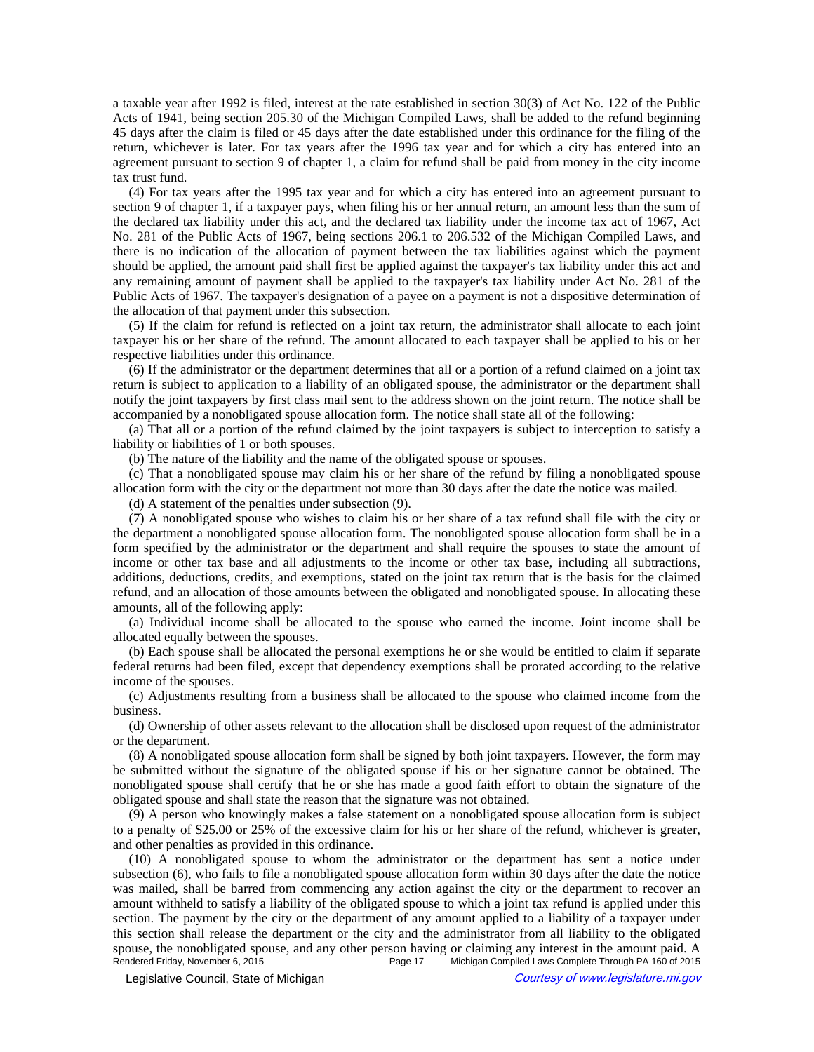a taxable year after 1992 is filed, interest at the rate established in section 30(3) of Act No. 122 of the Public Acts of 1941, being section 205.30 of the Michigan Compiled Laws, shall be added to the refund beginning 45 days after the claim is filed or 45 days after the date established under this ordinance for the filing of the return, whichever is later. For tax years after the 1996 tax year and for which a city has entered into an agreement pursuant to section 9 of chapter 1, a claim for refund shall be paid from money in the city income tax trust fund.

(4) For tax years after the 1995 tax year and for which a city has entered into an agreement pursuant to section 9 of chapter 1, if a taxpayer pays, when filing his or her annual return, an amount less than the sum of the declared tax liability under this act, and the declared tax liability under the income tax act of 1967, Act No. 281 of the Public Acts of 1967, being sections 206.1 to 206.532 of the Michigan Compiled Laws, and there is no indication of the allocation of payment between the tax liabilities against which the payment should be applied, the amount paid shall first be applied against the taxpayer's tax liability under this act and any remaining amount of payment shall be applied to the taxpayer's tax liability under Act No. 281 of the Public Acts of 1967. The taxpayer's designation of a payee on a payment is not a dispositive determination of the allocation of that payment under this subsection.

(5) If the claim for refund is reflected on a joint tax return, the administrator shall allocate to each joint taxpayer his or her share of the refund. The amount allocated to each taxpayer shall be applied to his or her respective liabilities under this ordinance.

(6) If the administrator or the department determines that all or a portion of a refund claimed on a joint tax return is subject to application to a liability of an obligated spouse, the administrator or the department shall notify the joint taxpayers by first class mail sent to the address shown on the joint return. The notice shall be accompanied by a nonobligated spouse allocation form. The notice shall state all of the following:

(a) That all or a portion of the refund claimed by the joint taxpayers is subject to interception to satisfy a liability or liabilities of 1 or both spouses.

(b) The nature of the liability and the name of the obligated spouse or spouses.

(c) That a nonobligated spouse may claim his or her share of the refund by filing a nonobligated spouse allocation form with the city or the department not more than 30 days after the date the notice was mailed.

(d) A statement of the penalties under subsection (9).

(7) A nonobligated spouse who wishes to claim his or her share of a tax refund shall file with the city or the department a nonobligated spouse allocation form. The nonobligated spouse allocation form shall be in a form specified by the administrator or the department and shall require the spouses to state the amount of income or other tax base and all adjustments to the income or other tax base, including all subtractions, additions, deductions, credits, and exemptions, stated on the joint tax return that is the basis for the claimed refund, and an allocation of those amounts between the obligated and nonobligated spouse. In allocating these amounts, all of the following apply:

(a) Individual income shall be allocated to the spouse who earned the income. Joint income shall be allocated equally between the spouses.

(b) Each spouse shall be allocated the personal exemptions he or she would be entitled to claim if separate federal returns had been filed, except that dependency exemptions shall be prorated according to the relative income of the spouses.

(c) Adjustments resulting from a business shall be allocated to the spouse who claimed income from the business.

(d) Ownership of other assets relevant to the allocation shall be disclosed upon request of the administrator or the department.

(8) A nonobligated spouse allocation form shall be signed by both joint taxpayers. However, the form may be submitted without the signature of the obligated spouse if his or her signature cannot be obtained. The nonobligated spouse shall certify that he or she has made a good faith effort to obtain the signature of the obligated spouse and shall state the reason that the signature was not obtained.

(9) A person who knowingly makes a false statement on a nonobligated spouse allocation form is subject to a penalty of $25.00 or 25% of the excessive claim for his or her share of the refund, whichever is greater, and other penalties as provided in this ordinance.

(10) A nonobligated spouse to whom the administrator or the department has sent a notice under subsection (6), who fails to file a nonobligated spouse allocation form within 30 days after the date the notice was mailed, shall be barred from commencing any action against the city or the department to recover an amount withheld to satisfy a liability of the obligated spouse to which a joint tax refund is applied under this section. The payment by the city or the department of any amount applied to a liability of a taxpayer under this section shall release the department or the city and the administrator from all liability to the obligated spouse, the nonobligated spouse, and any other person having or claiming any interest in the amount paid. A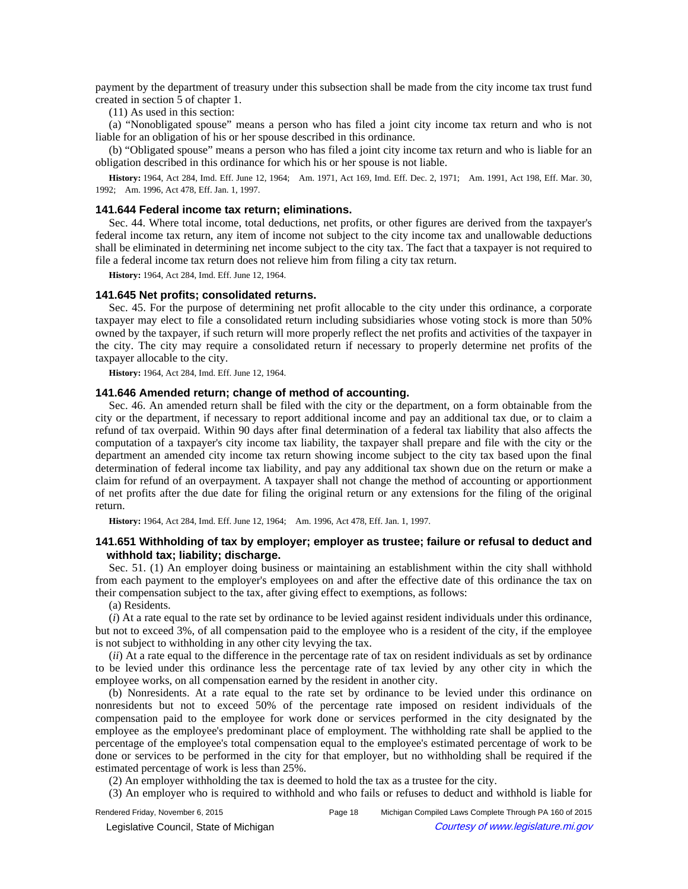payment by the department of treasury under this subsection shall be made from the city income tax trust fund created in section 5 of chapter 1.

(11) As used in this section:

(a) "Nonobligated spouse" means a person who has filed a joint city income tax return and who is not liable for an obligation of his or her spouse described in this ordinance.

(b) "Obligated spouse" means a person who has filed a joint city income tax return and who is liable for an obligation described in this ordinance for which his or her spouse is not liable.

**History:** 1964, Act 284, Imd. Eff. June 12, 1964; Am. 1971, Act 169, Imd. Eff. Dec. 2, 1971; Am. 1991, Act 198, Eff. Mar. 30, 1992; Am. 1996, Act 478, Eff. Jan. 1, 1997.

### 141.644 Federal income tax return; eliminations.

Sec. 44. Where total income, total deductions, net profits, or other figures are derived from the taxpayer's federal income tax return, any item of income not subject to the city income tax and unallowable deductions shall be eliminated in determining net income subject to the city tax. The fact that a taxpayer is not required to file a federal income tax return does not relieve him from filing a city tax return.

**History:** 1964, Act 284, Imd. Eff. June 12, 1964.

### 141.645 Net profits; consolidated returns.

Sec. 45. For the purpose of determining net profit allocable to the city under this ordinance, a corporate taxpayer may elect to file a consolidated return including subsidiaries whose voting stock is more than 50% owned by the taxpayer, if such return will more properly reflect the net profits and activities of the taxpayer in the city. The city may require a consolidated return if necessary to properly determine net profits of the taxpayer allocable to the city.

**History:** 1964, Act 284, Imd. Eff. June 12, 1964.

### 141.646 Amended return; change of method of accounting.

Sec. 46. An amended return shall be filed with the city or the department, on a form obtainable from the city or the department, if necessary to report additional income and pay an additional tax due, or to claim a refund of tax overpaid. Within 90 days after final determination of a federal tax liability that also affects the computation of a taxpayer's city income tax liability, the taxpayer shall prepare and file with the city or the department an amended city income tax return showing income subject to the city tax based upon the final determination of federal income tax liability, and pay any additional tax shown due on the return or make a claim for refund of an overpayment. A taxpayer shall not change the method of accounting or apportionment of net profits after the due date for filing the original return or any extensions for the filing of the original return.

**History:** 1964, Act 284, Imd. Eff. June 12, 1964; Am. 1996, Act 478, Eff. Jan. 1, 1997.

### 141.651 Withholding of tax by employer; employer as trustee; failure or refusal to deduct and withhold tax; liability; discharge.

Sec. 51. (1) An employer doing business or maintaining an establishment within the city shall withhold from each payment to the employer's employees on and after the effective date of this ordinance the tax on their compensation subject to the tax, after giving effect to exemptions, as follows:

(a) Residents.

(*i*) At a rate equal to the rate set by ordinance to be levied against resident individuals under this ordinance, but not to exceed 3%, of all compensation paid to the employee who is a resident of the city, if the employee is not subject to withholding in any other city levying the tax.

(*ii*) At a rate equal to the difference in the percentage rate of tax on resident individuals as set by ordinance to be levied under this ordinance less the percentage rate of tax levied by any other city in which the employee works, on all compensation earned by the resident in another city.

(b) Nonresidents. At a rate equal to the rate set by ordinance to be levied under this ordinance on nonresidents but not to exceed 50% of the percentage rate imposed on resident individuals of the compensation paid to the employee for work done or services performed in the city designated by the employee as the employee's predominant place of employment. The withholding rate shall be applied to the percentage of the employee's total compensation equal to the employee's estimated percentage of work to be done or services to be performed in the city for that employer, but no withholding shall be required if the estimated percentage of work is less than 25%.

(2) An employer withholding the tax is deemed to hold the tax as a trustee for the city.

(3) An employer who is required to withhold and who fails or refuses to deduct and withhold is liable for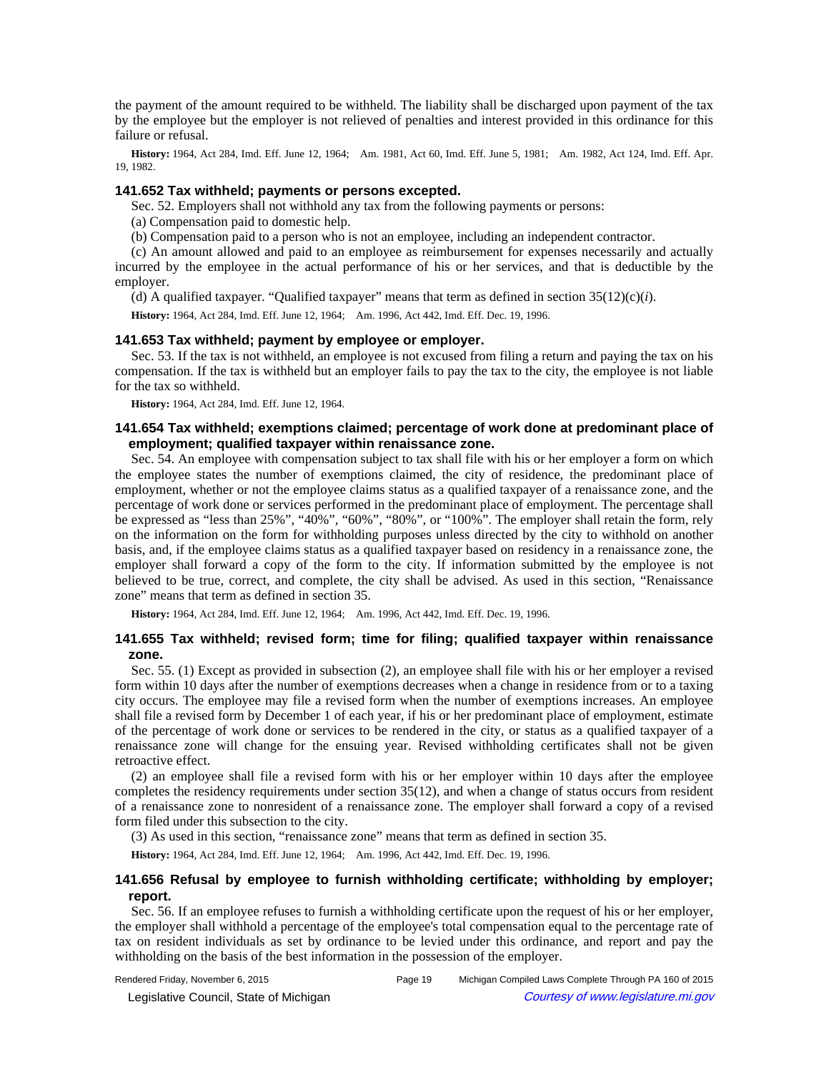the payment of the amount required to be withheld. The liability shall be discharged upon payment of the tax by the employee but the employer is not relieved of penalties and interest provided in this ordinance for this failure or refusal.

**History:** 1964, Act 284, Imd. Eff. June 12, 1964; Am. 1981, Act 60, Imd. Eff. June 5, 1981; Am. 1982, Act 124, Imd. Eff. Apr. 19, 1982.

### 141.652 Tax withheld; payments or persons excepted.

Sec. 52. Employers shall not withhold any tax from the following payments or persons:

(a) Compensation paid to domestic help.

(b) Compensation paid to a person who is not an employee, including an independent contractor.

(c) An amount allowed and paid to an employee as reimbursement for expenses necessarily and actually incurred by the employee in the actual performance of his or her services, and that is deductible by the employer.

(d) A qualified taxpayer. "Qualified taxpayer" means that term as defined in section 35(12)(c)(*i*).

**History:** 1964, Act 284, Imd. Eff. June 12, 1964; Am. 1996, Act 442, Imd. Eff. Dec. 19, 1996.

### 141.653 Tax withheld; payment by employee or employer.

Sec. 53. If the tax is not withheld, an employee is not excused from filing a return and paying the tax on his compensation. If the tax is withheld but an employer fails to pay the tax to the city, the employee is not liable for the tax so withheld.

**History:** 1964, Act 284, Imd. Eff. June 12, 1964.

### 141.654 Tax withheld; exemptions claimed; percentage of work done at predominant place of employment; qualified taxpayer within renaissance zone.

Sec. 54. An employee with compensation subject to tax shall file with his or her employer a form on which the employee states the number of exemptions claimed, the city of residence, the predominant place of employment, whether or not the employee claims status as a qualified taxpayer of a renaissance zone, and the percentage of work done or services performed in the predominant place of employment. The percentage shall be expressed as "less than 25%", "40%", "60%", "80%", or "100%". The employer shall retain the form, rely on the information on the form for withholding purposes unless directed by the city to withhold on another basis, and, if the employee claims status as a qualified taxpayer based on residency in a renaissance zone, the employer shall forward a copy of the form to the city. If information submitted by the employee is not believed to be true, correct, and complete, the city shall be advised. As used in this section, "Renaissance zone" means that term as defined in section 35.

**History:** 1964, Act 284, Imd. Eff. June 12, 1964; Am. 1996, Act 442, Imd. Eff. Dec. 19, 1996.

### 141.655 Tax withheld; revised form; time for filing; qualified taxpayer within renaissance zone.

Sec. 55. (1) Except as provided in subsection (2), an employee shall file with his or her employer a revised form within 10 days after the number of exemptions decreases when a change in residence from or to a taxing city occurs. The employee may file a revised form when the number of exemptions increases. An employee shall file a revised form by December 1 of each year, if his or her predominant place of employment, estimate of the percentage of work done or services to be rendered in the city, or status as a qualified taxpayer of a renaissance zone will change for the ensuing year. Revised withholding certificates shall not be given retroactive effect.

(2) an employee shall file a revised form with his or her employer within 10 days after the employee completes the residency requirements under section 35(12), and when a change of status occurs from resident of a renaissance zone to nonresident of a renaissance zone. The employer shall forward a copy of a revised form filed under this subsection to the city.

(3) As used in this section, "renaissance zone" means that term as defined in section 35.

**History:** 1964, Act 284, Imd. Eff. June 12, 1964; Am. 1996, Act 442, Imd. Eff. Dec. 19, 1996.

### 141.656 Refusal by employee to furnish withholding certificate; withholding by employer; report.

Sec. 56. If an employee refuses to furnish a withholding certificate upon the request of his or her employer, the employer shall withhold a percentage of the employee's total compensation equal to the percentage rate of tax on resident individuals as set by ordinance to be levied under this ordinance, and report and pay the withholding on the basis of the best information in the possession of the employer.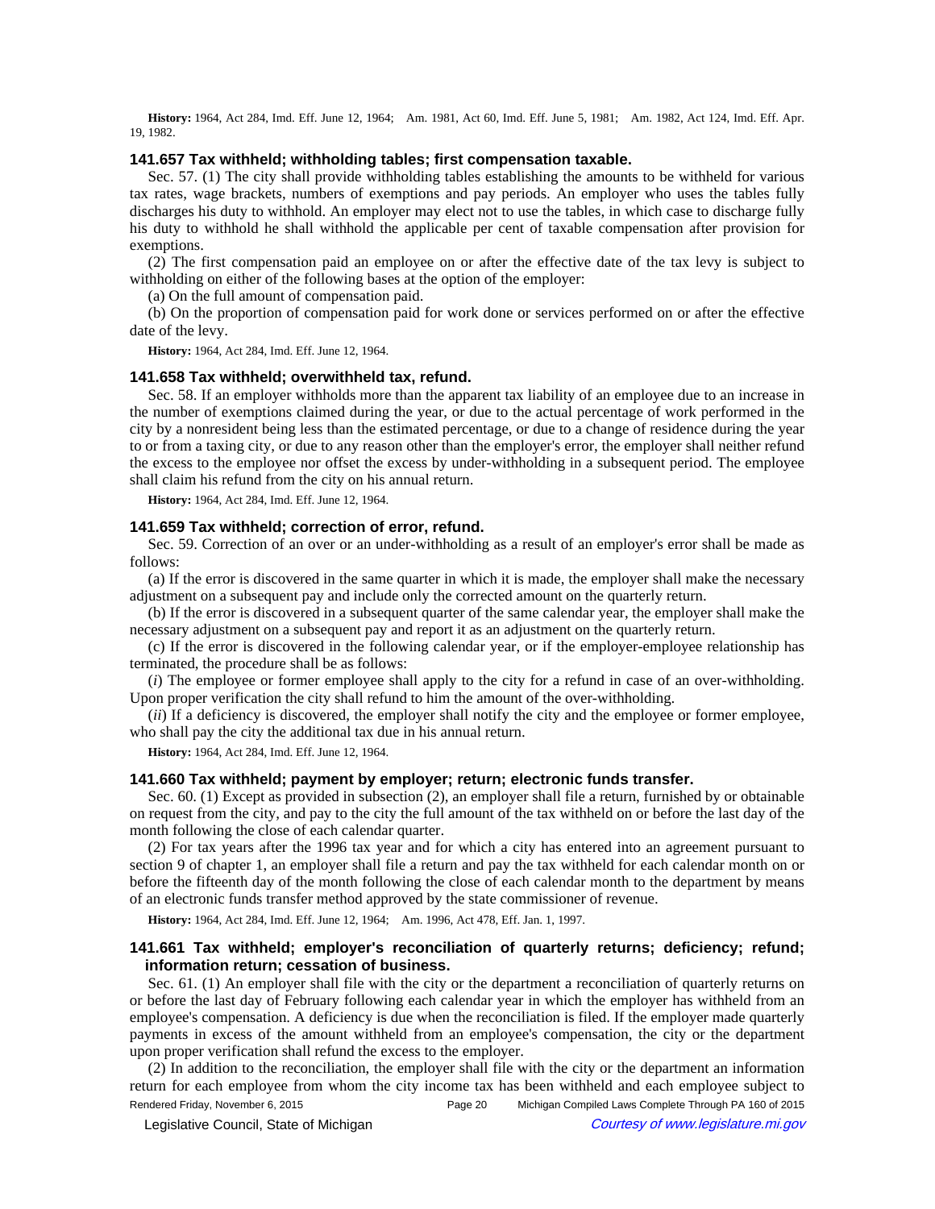**History:** 1964, Act 284, Imd. Eff. June 12, 1964;—Am. 1981, Act 60, Imd. Eff. June 5, 1981;—Am. 1982, Act 124, Imd. Eff. Apr. 19, 1982.

### 141.657 Tax withheld; withholding tables; first compensation taxable.

Sec. 57. (1) The city shall provide withholding tables establishing the amounts to be withheld for various tax rates, wage brackets, numbers of exemptions and pay periods. An employer who uses the tables fully discharges his duty to withhold. An employer may elect not to use the tables, in which case to discharge fully his duty to withhold he shall withhold the applicable per cent of taxable compensation after provision for exemptions.

(2) The first compensation paid an employee on or after the effective date of the tax levy is subject to withholding on either of the following bases at the option of the employer:

(a) On the full amount of compensation paid.

(b) On the proportion of compensation paid for work done or services performed on or after the effective date of the levy.

**History:** 1964, Act 284, Imd. Eff. June 12, 1964.

### 141.658 Tax withheld; overwithheld tax, refund.

Sec. 58. If an employer withholds more than the apparent tax liability of an employee due to an increase in the number of exemptions claimed during the year, or due to the actual percentage of work performed in the city by a nonresident being less than the estimated percentage, or due to a change of residence during the year to or from a taxing city, or due to any reason other than the employer's error, the employer shall neither refund the excess to the employee nor offset the excess by under-withholding in a subsequent period. The employee shall claim his refund from the city on his annual return.

**History:** 1964, Act 284, Imd. Eff. June 12, 1964.

### 141.659 Tax withheld; correction of error, refund.

Sec. 59. Correction of an over or an under-withholding as a result of an employer's error shall be made as follows:

(a) If the error is discovered in the same quarter in which it is made, the employer shall make the necessary adjustment on a subsequent pay and include only the corrected amount on the quarterly return.

(b) If the error is discovered in a subsequent quarter of the same calendar year, the employer shall make the necessary adjustment on a subsequent pay and report it as an adjustment on the quarterly return.

(c) If the error is discovered in the following calendar year, or if the employer-employee relationship has terminated, the procedure shall be as follows:

(*i*) The employee or former employee shall apply to the city for a refund in case of an over-withholding. Upon proper verification the city shall refund to him the amount of the over-withholding.

(*ii*) If a deficiency is discovered, the employer shall notify the city and the employee or former employee, who shall pay the city the additional tax due in his annual return.

**History:** 1964, Act 284, Imd. Eff. June 12, 1964.

### 141.660 Tax withheld; payment by employer; return; electronic funds transfer.

Sec. 60. (1) Except as provided in subsection (2), an employer shall file a return, furnished by or obtainable on request from the city, and pay to the city the full amount of the tax withheld on or before the last day of the month following the close of each calendar quarter.

(2) For tax years after the 1996 tax year and for which a city has entered into an agreement pursuant to section 9 of chapter 1, an employer shall file a return and pay the tax withheld for each calendar month on or before the fifteenth day of the month following the close of each calendar month to the department by means of an electronic funds transfer method approved by the state commissioner of revenue.

**History:** 1964, Act 284, Imd. Eff. June 12, 1964;—Am. 1996, Act 478, Eff. Jan. 1, 1997.

### 141.661 Tax withheld; employer's reconciliation of quarterly returns; deficiency; refund; information return; cessation of business.

Sec. 61. (1) An employer shall file with the city or the department a reconciliation of quarterly returns on or before the last day of February following each calendar year in which the employer has withheld from an employee's compensation. A deficiency is due when the reconciliation is filed. If the employer made quarterly payments in excess of the amount withheld from an employee's compensation, the city or the department upon proper verification shall refund the excess to the employer.

(2) In addition to the reconciliation, the employer shall file with the city or the department an information return for each employee from whom the city income tax has been withheld and each employee subject to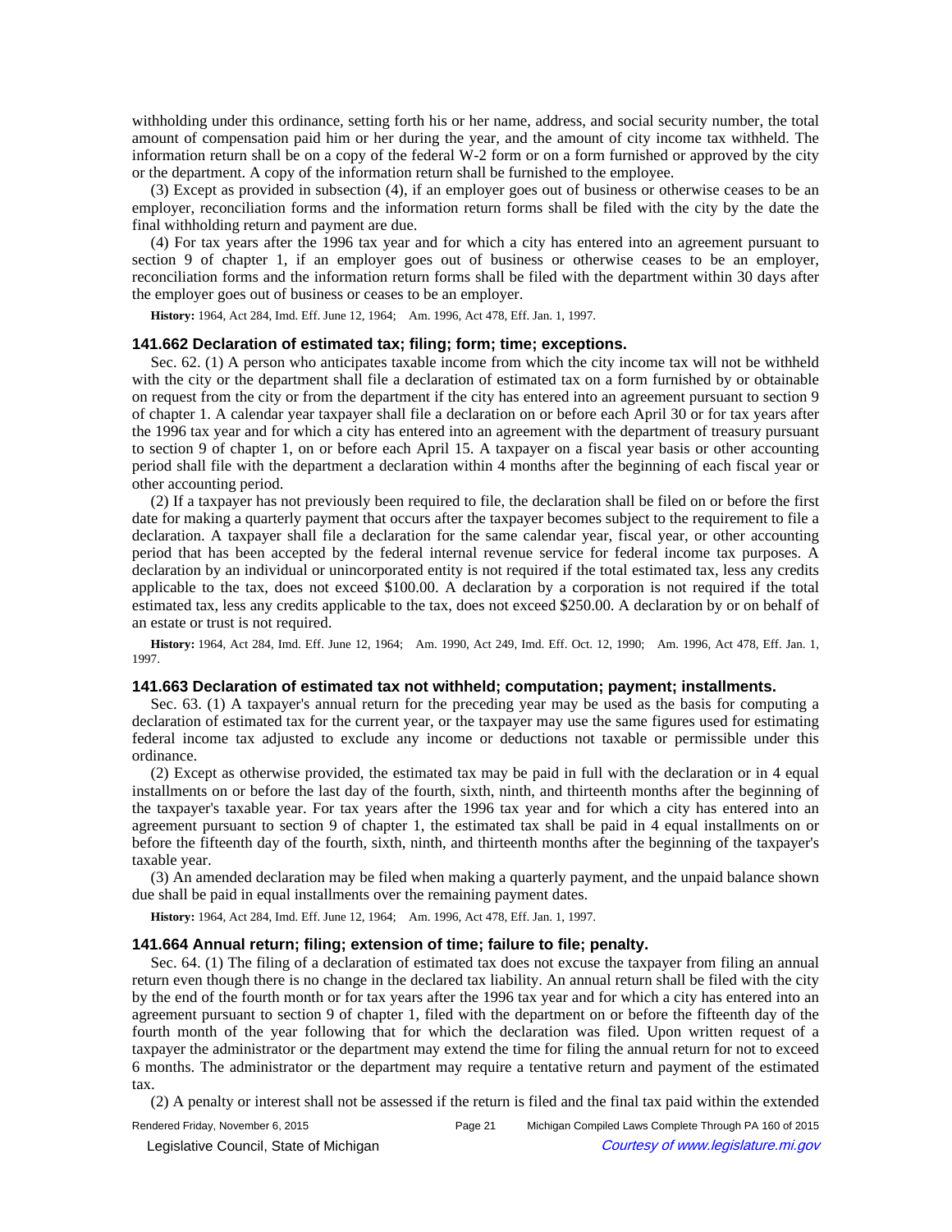withholding under this ordinance, setting forth his or her name, address, and social security number, the total amount of compensation paid him or her during the year, and the amount of city income tax withheld. The information return shall be on a copy of the federal W-2 form or on a form furnished or approved by the city or the department. A copy of the information return shall be furnished to the employee.

(3) Except as provided in subsection (4), if an employer goes out of business or otherwise ceases to be an employer, reconciliation forms and the information return forms shall be filed with the city by the date the final withholding return and payment are due.

(4) For tax years after the 1996 tax year and for which a city has entered into an agreement pursuant to section 9 of chapter 1, if an employer goes out of business or otherwise ceases to be an employer, reconciliation forms and the information return forms shall be filed with the department within 30 days after the employer goes out of business or ceases to be an employer.

**History:** 1964, Act 284, Imd. Eff. June 12, 1964;—Am. 1996, Act 478, Eff. Jan. 1, 1997.

### 141.662 Declaration of estimated tax; filing; form; time; exceptions.

Sec. 62. (1) A person who anticipates taxable income from which the city income tax will not be withheld with the city or the department shall file a declaration of estimated tax on a form furnished by or obtainable on request from the city or from the department if the city has entered into an agreement pursuant to section 9 of chapter 1. A calendar year taxpayer shall file a declaration on or before each April 30 or for tax years after the 1996 tax year and for which a city has entered into an agreement with the department of treasury pursuant to section 9 of chapter 1, on or before each April 15. A taxpayer on a fiscal year basis or other accounting period shall file with the department a declaration within 4 months after the beginning of each fiscal year or other accounting period.

(2) If a taxpayer has not previously been required to file, the declaration shall be filed on or before the first date for making a quarterly payment that occurs after the taxpayer becomes subject to the requirement to file a declaration. A taxpayer shall file a declaration for the same calendar year, fiscal year, or other accounting period that has been accepted by the federal internal revenue service for federal income tax purposes. A declaration by an individual or unincorporated entity is not required if the total estimated tax, less any credits applicable to the tax, does not exceed $100.00. A declaration by a corporation is not required if the total estimated tax, less any credits applicable to the tax, does not exceed $250.00. A declaration by or on behalf of an estate or trust is not required.

**History:** 1964, Act 284, Imd. Eff. June 12, 1964;—Am. 1990, Act 249, Imd. Eff. Oct. 12, 1990;—Am. 1996, Act 478, Eff. Jan. 1, 1997.

### 141.663 Declaration of estimated tax not withheld; computation; payment; installments.

Sec. 63. (1) A taxpayer's annual return for the preceding year may be used as the basis for computing a declaration of estimated tax for the current year, or the taxpayer may use the same figures used for estimating federal income tax adjusted to exclude any income or deductions not taxable or permissible under this ordinance.

(2) Except as otherwise provided, the estimated tax may be paid in full with the declaration or in 4 equal installments on or before the last day of the fourth, sixth, ninth, and thirteenth months after the beginning of the taxpayer's taxable year. For tax years after the 1996 tax year and for which a city has entered into an agreement pursuant to section 9 of chapter 1, the estimated tax shall be paid in 4 equal installments on or before the fifteenth day of the fourth, sixth, ninth, and thirteenth months after the beginning of the taxpayer's taxable year.

(3) An amended declaration may be filed when making a quarterly payment, and the unpaid balance shown due shall be paid in equal installments over the remaining payment dates.

**History:** 1964, Act 284, Imd. Eff. June 12, 1964;—Am. 1996, Act 478, Eff. Jan. 1, 1997.

### 141.664 Annual return; filing; extension of time; failure to file; penalty.

Sec. 64. (1) The filing of a declaration of estimated tax does not excuse the taxpayer from filing an annual return even though there is no change in the declared tax liability. An annual return shall be filed with the city by the end of the fourth month or for tax years after the 1996 tax year and for which a city has entered into an agreement pursuant to section 9 of chapter 1, filed with the department on or before the fifteenth day of the fourth month of the year following that for which the declaration was filed. Upon written request of a taxpayer the administrator or the department may extend the time for filing the annual return for not to exceed 6 months. The administrator or the department may require a tentative return and payment of the estimated tax.

(2) A penalty or interest shall not be assessed if the return is filed and the final tax paid within the extended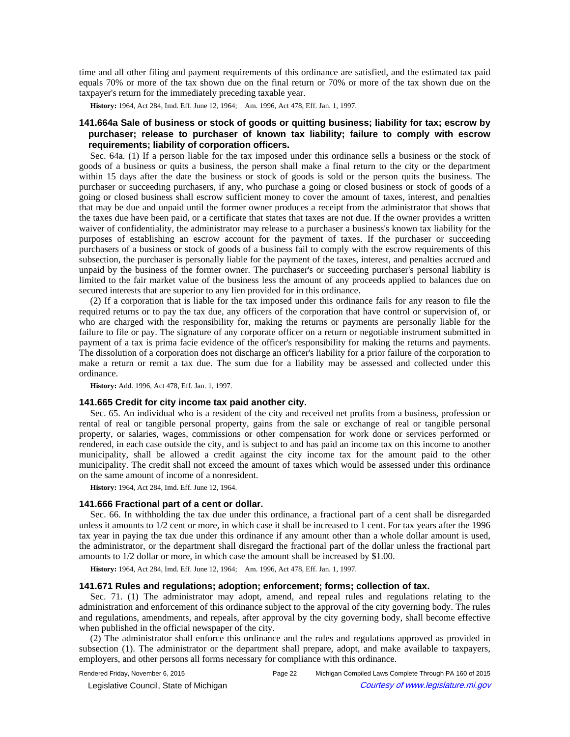time and all other filing and payment requirements of this ordinance are satisfied, and the estimated tax paid equals 70% or more of the tax shown due on the final return or 70% or more of the tax shown due on the taxpayer's return for the immediately preceding taxable year.

**History:** 1964, Act 284, Imd. Eff. June 12, 1964; Am. 1996, Act 478, Eff. Jan. 1, 1997.

### 141.664a Sale of business or stock of goods or quitting business; liability for tax; escrow by purchaser; release to purchaser of known tax liability; failure to comply with escrow requirements; liability of corporation officers.

Sec. 64a. (1) If a person liable for the tax imposed under this ordinance sells a business or the stock of goods of a business or quits a business, the person shall make a final return to the city or the department within 15 days after the date the business or stock of goods is sold or the person quits the business. The purchaser or succeeding purchasers, if any, who purchase a going or closed business or stock of goods of a going or closed business shall escrow sufficient money to cover the amount of taxes, interest, and penalties that may be due and unpaid until the former owner produces a receipt from the administrator that shows that the taxes due have been paid, or a certificate that states that taxes are not due. If the owner provides a written waiver of confidentiality, the administrator may release to a purchaser a business's known tax liability for the purposes of establishing an escrow account for the payment of taxes. If the purchaser or succeeding purchasers of a business or stock of goods of a business fail to comply with the escrow requirements of this subsection, the purchaser is personally liable for the payment of the taxes, interest, and penalties accrued and unpaid by the business of the former owner. The purchaser's or succeeding purchaser's personal liability is limited to the fair market value of the business less the amount of any proceeds applied to balances due on secured interests that are superior to any lien provided for in this ordinance.

(2) If a corporation that is liable for the tax imposed under this ordinance fails for any reason to file the required returns or to pay the tax due, any officers of the corporation that have control or supervision of, or who are charged with the responsibility for, making the returns or payments are personally liable for the failure to file or pay. The signature of any corporate officer on a return or negotiable instrument submitted in payment of a tax is prima facie evidence of the officer's responsibility for making the returns and payments. The dissolution of a corporation does not discharge an officer's liability for a prior failure of the corporation to make a return or remit a tax due. The sum due for a liability may be assessed and collected under this ordinance.

**History:** Add. 1996, Act 478, Eff. Jan. 1, 1997.

### 141.665 Credit for city income tax paid another city.

Sec. 65. An individual who is a resident of the city and received net profits from a business, profession or rental of real or tangible personal property, gains from the sale or exchange of real or tangible personal property, or salaries, wages, commissions or other compensation for work done or services performed or rendered, in each case outside the city, and is subject to and has paid an income tax on this income to another municipality, shall be allowed a credit against the city income tax for the amount paid to the other municipality. The credit shall not exceed the amount of taxes which would be assessed under this ordinance on the same amount of income of a nonresident.

**History:** 1964, Act 284, Imd. Eff. June 12, 1964.

### 141.666 Fractional part of a cent or dollar.

Sec. 66. In withholding the tax due under this ordinance, a fractional part of a cent shall be disregarded unless it amounts to 1/2 cent or more, in which case it shall be increased to 1 cent. For tax years after the 1996 tax year in paying the tax due under this ordinance if any amount other than a whole dollar amount is used, the administrator, or the department shall disregard the fractional part of the dollar unless the fractional part amounts to 1/2 dollar or more, in which case the amount shall be increased by $1.00.

**History:** 1964, Act 284, Imd. Eff. June 12, 1964; Am. 1996, Act 478, Eff. Jan. 1, 1997.

### 141.671 Rules and regulations; adoption; enforcement; forms; collection of tax.

Sec. 71. (1) The administrator may adopt, amend, and repeal rules and regulations relating to the administration and enforcement of this ordinance subject to the approval of the city governing body. The rules and regulations, amendments, and repeals, after approval by the city governing body, shall become effective when published in the official newspaper of the city.

(2) The administrator shall enforce this ordinance and the rules and regulations approved as provided in subsection (1). The administrator or the department shall prepare, adopt, and make available to taxpayers, employers, and other persons all forms necessary for compliance with this ordinance.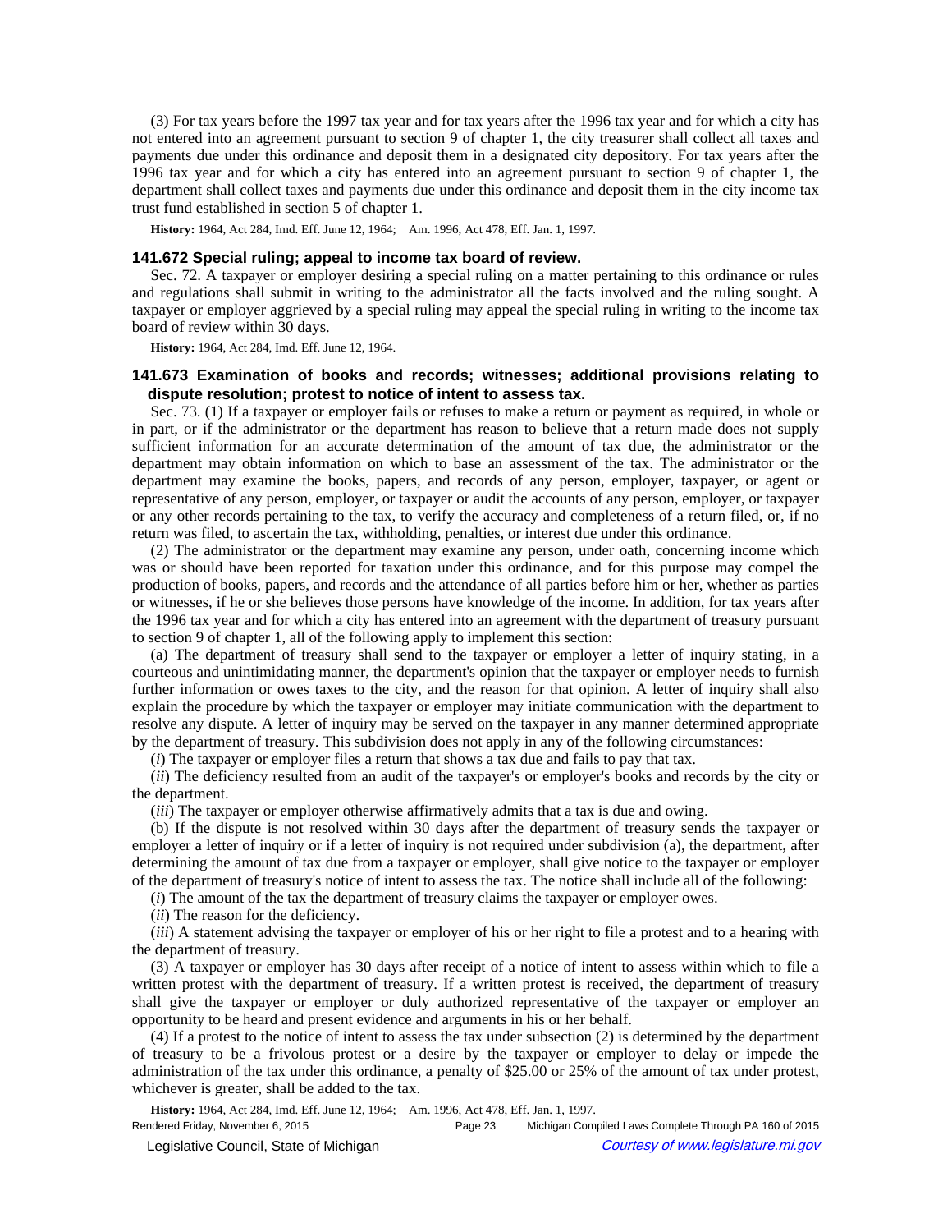(3) For tax years before the 1997 tax year and for tax years after the 1996 tax year and for which a city has not entered into an agreement pursuant to section 9 of chapter 1, the city treasurer shall collect all taxes and payments due under this ordinance and deposit them in a designated city depository. For tax years after the 1996 tax year and for which a city has entered into an agreement pursuant to section 9 of chapter 1, the department shall collect taxes and payments due under this ordinance and deposit them in the city income tax trust fund established in section 5 of chapter 1.

**History:** 1964, Act 284, Imd. Eff. June 12, 1964;— Am. 1996, Act 478, Eff. Jan. 1, 1997.

### 141.672 Special ruling; appeal to income tax board of review.

Sec. 72. A taxpayer or employer desiring a special ruling on a matter pertaining to this ordinance or rules and regulations shall submit in writing to the administrator all the facts involved and the ruling sought. A taxpayer or employer aggrieved by a special ruling may appeal the special ruling in writing to the income tax board of review within 30 days.

**History:** 1964, Act 284, Imd. Eff. June 12, 1964.

### 141.673 Examination of books and records; witnesses; additional provisions relating to dispute resolution; protest to notice of intent to assess tax.

Sec. 73. (1) If a taxpayer or employer fails or refuses to make a return or payment as required, in whole or in part, or if the administrator or the department has reason to believe that a return made does not supply sufficient information for an accurate determination of the amount of tax due, the administrator or the department may obtain information on which to base an assessment of the tax. The administrator or the department may examine the books, papers, and records of any person, employer, taxpayer, or agent or representative of any person, employer, or taxpayer or audit the accounts of any person, employer, or taxpayer or any other records pertaining to the tax, to verify the accuracy and completeness of a return filed, or, if no return was filed, to ascertain the tax, withholding, penalties, or interest due under this ordinance.

(2) The administrator or the department may examine any person, under oath, concerning income which was or should have been reported for taxation under this ordinance, and for this purpose may compel the production of books, papers, and records and the attendance of all parties before him or her, whether as parties or witnesses, if he or she believes those persons have knowledge of the income. In addition, for tax years after the 1996 tax year and for which a city has entered into an agreement with the department of treasury pursuant to section 9 of chapter 1, all of the following apply to implement this section:

(a) The department of treasury shall send to the taxpayer or employer a letter of inquiry stating, in a courteous and unintimidating manner, the department's opinion that the taxpayer or employer needs to furnish further information or owes taxes to the city, and the reason for that opinion. A letter of inquiry shall also explain the procedure by which the taxpayer or employer may initiate communication with the department to resolve any dispute. A letter of inquiry may be served on the taxpayer in any manner determined appropriate by the department of treasury. This subdivision does not apply in any of the following circumstances:

(*i*) The taxpayer or employer files a return that shows a tax due and fails to pay that tax.

(*ii*) The deficiency resulted from an audit of the taxpayer's or employer's books and records by the city or the department.

(*iii*) The taxpayer or employer otherwise affirmatively admits that a tax is due and owing.

(b) If the dispute is not resolved within 30 days after the department of treasury sends the taxpayer or employer a letter of inquiry or if a letter of inquiry is not required under subdivision (a), the department, after determining the amount of tax due from a taxpayer or employer, shall give notice to the taxpayer or employer of the department of treasury's notice of intent to assess the tax. The notice shall include all of the following:

(*i*) The amount of the tax the department of treasury claims the taxpayer or employer owes.

(*ii*) The reason for the deficiency.

(*iii*) A statement advising the taxpayer or employer of his or her right to file a protest and to a hearing with the department of treasury.

(3) A taxpayer or employer has 30 days after receipt of a notice of intent to assess within which to file a written protest with the department of treasury. If a written protest is received, the department of treasury shall give the taxpayer or employer or duly authorized representative of the taxpayer or employer an opportunity to be heard and present evidence and arguments in his or her behalf.

(4) If a protest to the notice of intent to assess the tax under subsection (2) is determined by the department of treasury to be a frivolous protest or a desire by the taxpayer or employer to delay or impede the administration of the tax under this ordinance, a penalty of $25.00 or 25% of the amount of tax under protest, whichever is greater, shall be added to the tax.

**History:** 1964, Act 284, Imd. Eff. June 12, 1964;— Am. 1996, Act 478, Eff. Jan. 1, 1997.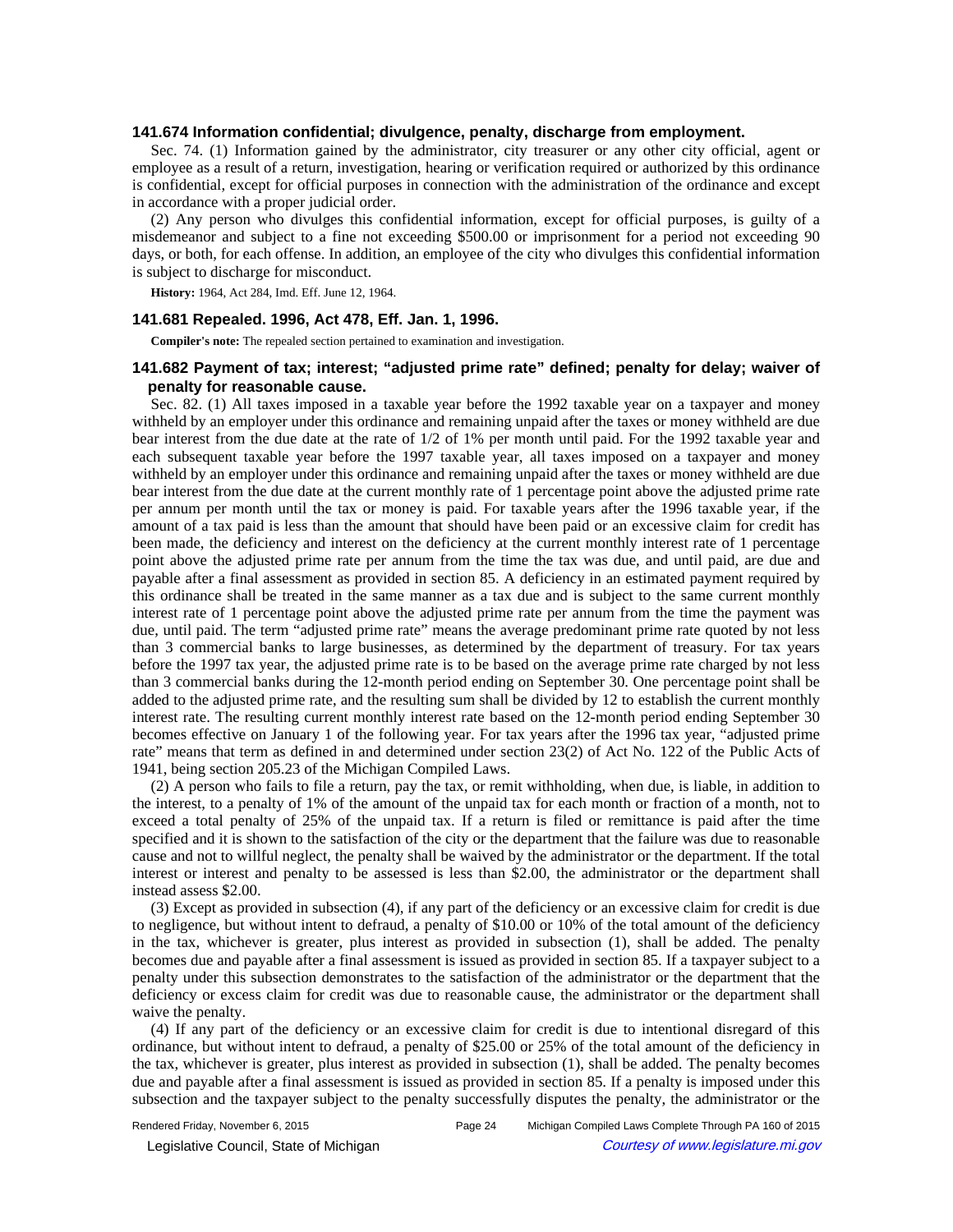### 141.674 Information confidential; divulgence, penalty, discharge from employment.

Sec. 74. (1) Information gained by the administrator, city treasurer or any other city official, agent or employee as a result of a return, investigation, hearing or verification required or authorized by this ordinance is confidential, except for official purposes in connection with the administration of the ordinance and except in accordance with a proper judicial order.

(2) Any person who divulges this confidential information, except for official purposes, is guilty of a misdemeanor and subject to a fine not exceeding $500.00 or imprisonment for a period not exceeding 90 days, or both, for each offense. In addition, an employee of the city who divulges this confidential information is subject to discharge for misconduct.

**History:** 1964, Act 284, Imd. Eff. June 12, 1964.

### 141.681 Repealed. 1996, Act 478, Eff. Jan. 1, 1996.

**Compiler's note:** The repealed section pertained to examination and investigation.

### 141.682 Payment of tax; interest; "adjusted prime rate" defined; penalty for delay; waiver of penalty for reasonable cause.

Sec. 82. (1) All taxes imposed in a taxable year before the 1992 taxable year on a taxpayer and money withheld by an employer under this ordinance and remaining unpaid after the taxes or money withheld are due bear interest from the due date at the rate of 1/2 of 1% per month until paid. For the 1992 taxable year and each subsequent taxable year before the 1997 taxable year, all taxes imposed on a taxpayer and money withheld by an employer under this ordinance and remaining unpaid after the taxes or money withheld are due bear interest from the due date at the current monthly rate of 1 percentage point above the adjusted prime rate per annum per month until the tax or money is paid. For taxable years after the 1996 taxable year, if the amount of a tax paid is less than the amount that should have been paid or an excessive claim for credit has been made, the deficiency and interest on the deficiency at the current monthly interest rate of 1 percentage point above the adjusted prime rate per annum from the time the tax was due, and until paid, are due and payable after a final assessment as provided in section 85. A deficiency in an estimated payment required by this ordinance shall be treated in the same manner as a tax due and is subject to the same current monthly interest rate of 1 percentage point above the adjusted prime rate per annum from the time the payment was due, until paid. The term "adjusted prime rate" means the average predominant prime rate quoted by not less than 3 commercial banks to large businesses, as determined by the department of treasury. For tax years before the 1997 tax year, the adjusted prime rate is to be based on the average prime rate charged by not less than 3 commercial banks during the 12-month period ending on September 30. One percentage point shall be added to the adjusted prime rate, and the resulting sum shall be divided by 12 to establish the current monthly interest rate. The resulting current monthly interest rate based on the 12-month period ending September 30 becomes effective on January 1 of the following year. For tax years after the 1996 tax year, "adjusted prime rate" means that term as defined in and determined under section 23(2) of Act No. 122 of the Public Acts of 1941, being section 205.23 of the Michigan Compiled Laws.

(2) A person who fails to file a return, pay the tax, or remit withholding, when due, is liable, in addition to the interest, to a penalty of 1% of the amount of the unpaid tax for each month or fraction of a month, not to exceed a total penalty of 25% of the unpaid tax. If a return is filed or remittance is paid after the time specified and it is shown to the satisfaction of the city or the department that the failure was due to reasonable cause and not to willful neglect, the penalty shall be waived by the administrator or the department. If the total interest or interest and penalty to be assessed is less than $2.00, the administrator or the department shall instead assess $2.00.

(3) Except as provided in subsection (4), if any part of the deficiency or an excessive claim for credit is due to negligence, but without intent to defraud, a penalty of $10.00 or 10% of the total amount of the deficiency in the tax, whichever is greater, plus interest as provided in subsection (1), shall be added. The penalty becomes due and payable after a final assessment is issued as provided in section 85. If a taxpayer subject to a penalty under this subsection demonstrates to the satisfaction of the administrator or the department that the deficiency or excess claim for credit was due to reasonable cause, the administrator or the department shall waive the penalty.

(4) If any part of the deficiency or an excessive claim for credit is due to intentional disregard of this ordinance, but without intent to defraud, a penalty of $25.00 or 25% of the total amount of the deficiency in the tax, whichever is greater, plus interest as provided in subsection (1), shall be added. The penalty becomes due and payable after a final assessment is issued as provided in section 85. If a penalty is imposed under this subsection and the taxpayer subject to the penalty successfully disputes the penalty, the administrator or the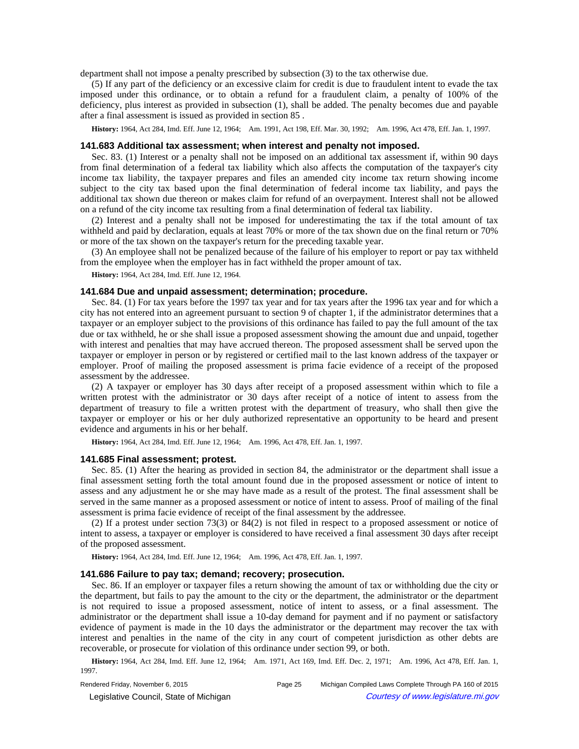department shall not impose a penalty prescribed by subsection (3) to the tax otherwise due.

(5) If any part of the deficiency or an excessive claim for credit is due to fraudulent intent to evade the tax imposed under this ordinance, or to obtain a refund for a fraudulent claim, a penalty of 100% of the deficiency, plus interest as provided in subsection (1), shall be added. The penalty becomes due and payable after a final assessment is issued as provided in section 85 .

**History:** 1964, Act 284, Imd. Eff. June 12, 1964; Am. 1991, Act 198, Eff. Mar. 30, 1992; Am. 1996, Act 478, Eff. Jan. 1, 1997.

### 141.683 Additional tax assessment; when interest and penalty not imposed.

Sec. 83. (1) Interest or a penalty shall not be imposed on an additional tax assessment if, within 90 days from final determination of a federal tax liability which also affects the computation of the taxpayer's city income tax liability, the taxpayer prepares and files an amended city income tax return showing income subject to the city tax based upon the final determination of federal income tax liability, and pays the additional tax shown due thereon or makes claim for refund of an overpayment. Interest shall not be allowed on a refund of the city income tax resulting from a final determination of federal tax liability.

(2) Interest and a penalty shall not be imposed for underestimating the tax if the total amount of tax withheld and paid by declaration, equals at least 70% or more of the tax shown due on the final return or 70% or more of the tax shown on the taxpayer's return for the preceding taxable year.

(3) An employee shall not be penalized because of the failure of his employer to report or pay tax withheld from the employee when the employer has in fact withheld the proper amount of tax.

**History:** 1964, Act 284, Imd. Eff. June 12, 1964.

### 141.684 Due and unpaid assessment; determination; procedure.

Sec. 84. (1) For tax years before the 1997 tax year and for tax years after the 1996 tax year and for which a city has not entered into an agreement pursuant to section 9 of chapter 1, if the administrator determines that a taxpayer or an employer subject to the provisions of this ordinance has failed to pay the full amount of the tax due or tax withheld, he or she shall issue a proposed assessment showing the amount due and unpaid, together with interest and penalties that may have accrued thereon. The proposed assessment shall be served upon the taxpayer or employer in person or by registered or certified mail to the last known address of the taxpayer or employer. Proof of mailing the proposed assessment is prima facie evidence of a receipt of the proposed assessment by the addressee.

(2) A taxpayer or employer has 30 days after receipt of a proposed assessment within which to file a written protest with the administrator or 30 days after receipt of a notice of intent to assess from the department of treasury to file a written protest with the department of treasury, who shall then give the taxpayer or employer or his or her duly authorized representative an opportunity to be heard and present evidence and arguments in his or her behalf.

**History:** 1964, Act 284, Imd. Eff. June 12, 1964; Am. 1996, Act 478, Eff. Jan. 1, 1997.

### 141.685 Final assessment; protest.

Sec. 85. (1) After the hearing as provided in section 84, the administrator or the department shall issue a final assessment setting forth the total amount found due in the proposed assessment or notice of intent to assess and any adjustment he or she may have made as a result of the protest. The final assessment shall be served in the same manner as a proposed assessment or notice of intent to assess. Proof of mailing of the final assessment is prima facie evidence of receipt of the final assessment by the addressee.

(2) If a protest under section 73(3) or 84(2) is not filed in respect to a proposed assessment or notice of intent to assess, a taxpayer or employer is considered to have received a final assessment 30 days after receipt of the proposed assessment.

**History:** 1964, Act 284, Imd. Eff. June 12, 1964; Am. 1996, Act 478, Eff. Jan. 1, 1997.

### 141.686 Failure to pay tax; demand; recovery; prosecution.

Sec. 86. If an employer or taxpayer files a return showing the amount of tax or withholding due the city or the department, but fails to pay the amount to the city or the department, the administrator or the department is not required to issue a proposed assessment, notice of intent to assess, or a final assessment. The administrator or the department shall issue a 10-day demand for payment and if no payment or satisfactory evidence of payment is made in the 10 days the administrator or the department may recover the tax with interest and penalties in the name of the city in any court of competent jurisdiction as other debts are recoverable, or prosecute for violation of this ordinance under section 99, or both.

**History:** 1964, Act 284, Imd. Eff. June 12, 1964; Am. 1971, Act 169, Imd. Eff. Dec. 2, 1971; Am. 1996, Act 478, Eff. Jan. 1, 1997.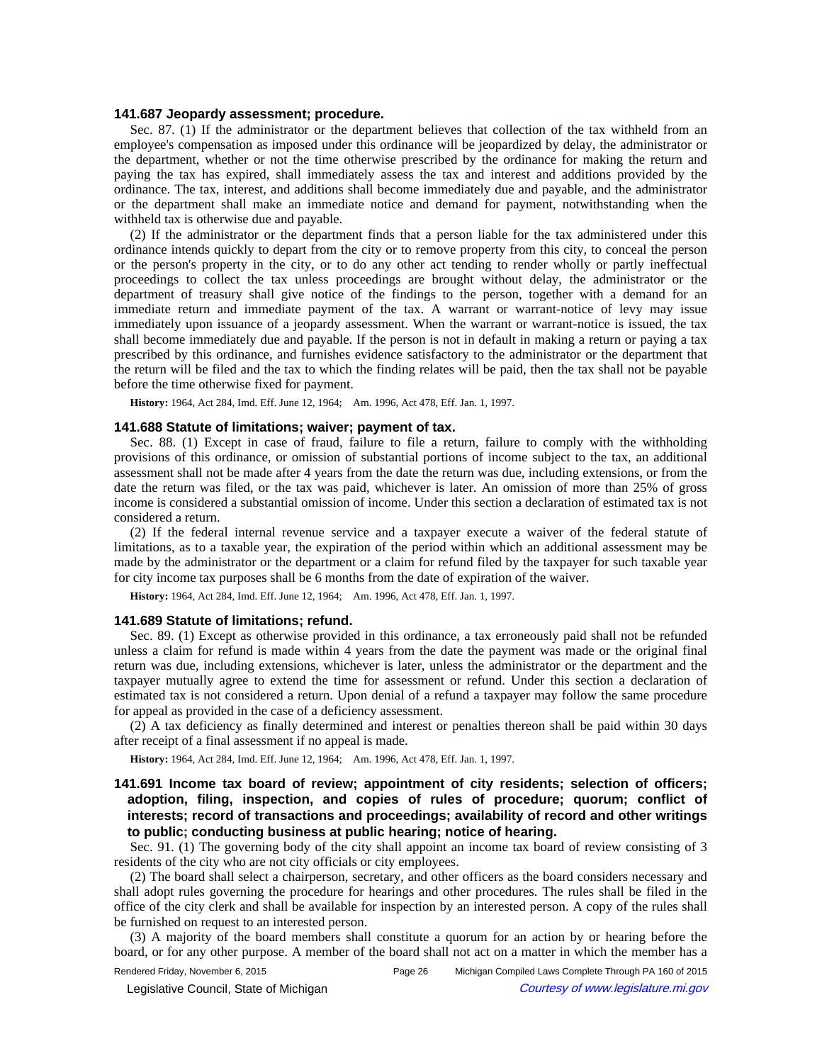### 141.687 Jeopardy assessment; procedure.

Sec. 87. (1) If the administrator or the department believes that collection of the tax withheld from an employee's compensation as imposed under this ordinance will be jeopardized by delay, the administrator or the department, whether or not the time otherwise prescribed by the ordinance for making the return and paying the tax has expired, shall immediately assess the tax and interest and additions provided by the ordinance. The tax, interest, and additions shall become immediately due and payable, and the administrator or the department shall make an immediate notice and demand for payment, notwithstanding when the withheld tax is otherwise due and payable.

(2) If the administrator or the department finds that a person liable for the tax administered under this ordinance intends quickly to depart from the city or to remove property from this city, to conceal the person or the person's property in the city, or to do any other act tending to render wholly or partly ineffectual proceedings to collect the tax unless proceedings are brought without delay, the administrator or the department of treasury shall give notice of the findings to the person, together with a demand for an immediate return and immediate payment of the tax. A warrant or warrant-notice of levy may issue immediately upon issuance of a jeopardy assessment. When the warrant or warrant-notice is issued, the tax shall become immediately due and payable. If the person is not in default in making a return or paying a tax prescribed by this ordinance, and furnishes evidence satisfactory to the administrator or the department that the return will be filed and the tax to which the finding relates will be paid, then the tax shall not be payable before the time otherwise fixed for payment.

**History:** 1964, Act 284, Imd. Eff. June 12, 1964;  Am. 1996, Act 478, Eff. Jan. 1, 1997.

### 141.688 Statute of limitations; waiver; payment of tax.

Sec. 88. (1) Except in case of fraud, failure to file a return, failure to comply with the withholding provisions of this ordinance, or omission of substantial portions of income subject to the tax, an additional assessment shall not be made after 4 years from the date the return was due, including extensions, or from the date the return was filed, or the tax was paid, whichever is later. An omission of more than 25% of gross income is considered a substantial omission of income. Under this section a declaration of estimated tax is not considered a return.

(2) If the federal internal revenue service and a taxpayer execute a waiver of the federal statute of limitations, as to a taxable year, the expiration of the period within which an additional assessment may be made by the administrator or the department or a claim for refund filed by the taxpayer for such taxable year for city income tax purposes shall be 6 months from the date of expiration of the waiver.

**History:** 1964, Act 284, Imd. Eff. June 12, 1964;  Am. 1996, Act 478, Eff. Jan. 1, 1997.

### 141.689 Statute of limitations; refund.

Sec. 89. (1) Except as otherwise provided in this ordinance, a tax erroneously paid shall not be refunded unless a claim for refund is made within 4 years from the date the payment was made or the original final return was due, including extensions, whichever is later, unless the administrator or the department and the taxpayer mutually agree to extend the time for assessment or refund. Under this section a declaration of estimated tax is not considered a return. Upon denial of a refund a taxpayer may follow the same procedure for appeal as provided in the case of a deficiency assessment.

(2) A tax deficiency as finally determined and interest or penalties thereon shall be paid within 30 days after receipt of a final assessment if no appeal is made.

**History:** 1964, Act 284, Imd. Eff. June 12, 1964;  Am. 1996, Act 478, Eff. Jan. 1, 1997.

### 141.691 Income tax board of review; appointment of city residents; selection of officers; adoption, filing, inspection, and copies of rules of procedure; quorum; conflict of interests; record of transactions and proceedings; availability of record and other writings to public; conducting business at public hearing; notice of hearing.

Sec. 91. (1) The governing body of the city shall appoint an income tax board of review consisting of 3 residents of the city who are not city officials or city employees.

(2) The board shall select a chairperson, secretary, and other officers as the board considers necessary and shall adopt rules governing the procedure for hearings and other procedures. The rules shall be filed in the office of the city clerk and shall be available for inspection by an interested person. A copy of the rules shall be furnished on request to an interested person.

(3) A majority of the board members shall constitute a quorum for an action by or hearing before the board, or for any other purpose. A member of the board shall not act on a matter in which the member has a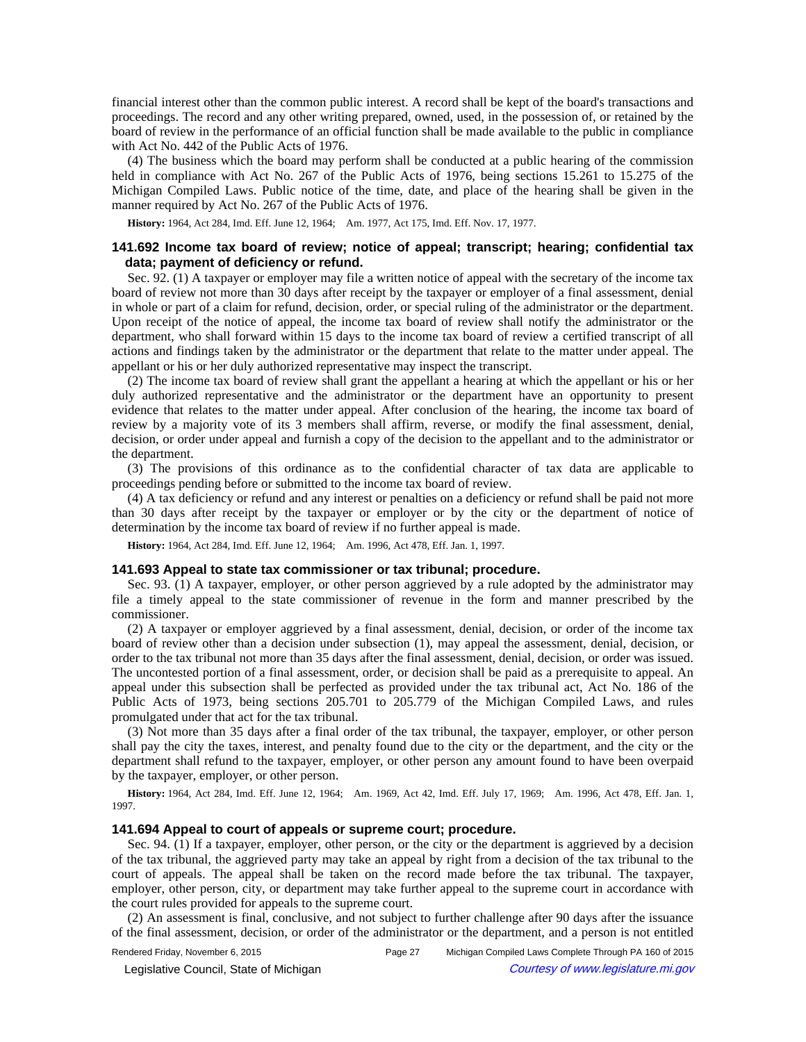financial interest other than the common public interest. A record shall be kept of the board's transactions and proceedings. The record and any other writing prepared, owned, used, in the possession of, or retained by the board of review in the performance of an official function shall be made available to the public in compliance with Act No. 442 of the Public Acts of 1976.

(4) The business which the board may perform shall be conducted at a public hearing of the commission held in compliance with Act No. 267 of the Public Acts of 1976, being sections 15.261 to 15.275 of the Michigan Compiled Laws. Public notice of the time, date, and place of the hearing shall be given in the manner required by Act No. 267 of the Public Acts of 1976.

**History:** 1964, Act 284, Imd. Eff. June 12, 1964; Am. 1977, Act 175, Imd. Eff. Nov. 17, 1977.

### 141.692 Income tax board of review; notice of appeal; transcript; hearing; confidential tax data; payment of deficiency or refund.

Sec. 92. (1) A taxpayer or employer may file a written notice of appeal with the secretary of the income tax board of review not more than 30 days after receipt by the taxpayer or employer of a final assessment, denial in whole or part of a claim for refund, decision, order, or special ruling of the administrator or the department. Upon receipt of the notice of appeal, the income tax board of review shall notify the administrator or the department, who shall forward within 15 days to the income tax board of review a certified transcript of all actions and findings taken by the administrator or the department that relate to the matter under appeal. The appellant or his or her duly authorized representative may inspect the transcript.

(2) The income tax board of review shall grant the appellant a hearing at which the appellant or his or her duly authorized representative and the administrator or the department have an opportunity to present evidence that relates to the matter under appeal. After conclusion of the hearing, the income tax board of review by a majority vote of its 3 members shall affirm, reverse, or modify the final assessment, denial, decision, or order under appeal and furnish a copy of the decision to the appellant and to the administrator or the department.

(3) The provisions of this ordinance as to the confidential character of tax data are applicable to proceedings pending before or submitted to the income tax board of review.

(4) A tax deficiency or refund and any interest or penalties on a deficiency or refund shall be paid not more than 30 days after receipt by the taxpayer or employer or by the city or the department of notice of determination by the income tax board of review if no further appeal is made.

**History:** 1964, Act 284, Imd. Eff. June 12, 1964; Am. 1996, Act 478, Eff. Jan. 1, 1997.

### 141.693 Appeal to state tax commissioner or tax tribunal; procedure.

Sec. 93. (1) A taxpayer, employer, or other person aggrieved by a rule adopted by the administrator may file a timely appeal to the state commissioner of revenue in the form and manner prescribed by the commissioner.

(2) A taxpayer or employer aggrieved by a final assessment, denial, decision, or order of the income tax board of review other than a decision under subsection (1), may appeal the assessment, denial, decision, or order to the tax tribunal not more than 35 days after the final assessment, denial, decision, or order was issued. The uncontested portion of a final assessment, order, or decision shall be paid as a prerequisite to appeal. An appeal under this subsection shall be perfected as provided under the tax tribunal act, Act No. 186 of the Public Acts of 1973, being sections 205.701 to 205.779 of the Michigan Compiled Laws, and rules promulgated under that act for the tax tribunal.

(3) Not more than 35 days after a final order of the tax tribunal, the taxpayer, employer, or other person shall pay the city or the department the taxes, interest, and penalty found due to the city or the department, and the city or the department shall refund to the taxpayer, employer, or other person any amount found to have been overpaid by the taxpayer, employer, or other person.

**History:** 1964, Act 284, Imd. Eff. June 12, 1964; Am. 1969, Act 42, Imd. Eff. July 17, 1969; Am. 1996, Act 478, Eff. Jan. 1, 1997.

### 141.694 Appeal to court of appeals or supreme court; procedure.

Sec. 94. (1) If a taxpayer, employer, other person, or the city or the department is aggrieved by a decision of the tax tribunal, the aggrieved party may take an appeal by right from a decision of the tax tribunal to the court of appeals. The appeal shall be taken on the record made before the tax tribunal. The taxpayer, employer, other person, city, or department may take further appeal to the supreme court in accordance with the court rules provided for appeals to the supreme court.

(2) An assessment is final, conclusive, and not subject to further challenge after 90 days after the issuance of the final assessment, decision, or order of the administrator or the department, and a person is not entitled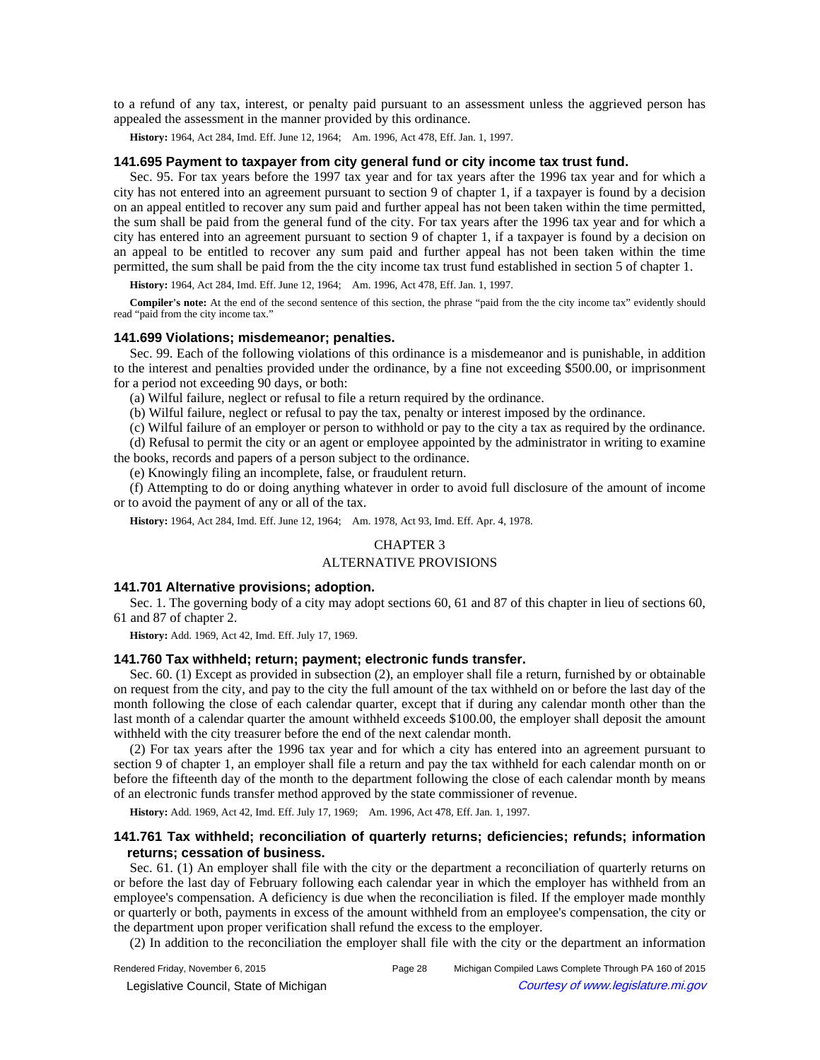to a refund of any tax, interest, or penalty paid pursuant to an assessment unless the aggrieved person has appealed the assessment in the manner provided by this ordinance.

**History:** 1964, Act 284, Imd. Eff. June 12, 1964; Am. 1996, Act 478, Eff. Jan. 1, 1997.

### 141.695 Payment to taxpayer from city general fund or city income tax trust fund.

Sec. 95. For tax years before the 1997 tax year and for tax years after the 1996 tax year and for which a city has not entered into an agreement pursuant to section 9 of chapter 1, if a taxpayer is found by a decision on an appeal entitled to recover any sum paid and further appeal has not been taken within the time permitted, the sum shall be paid from the general fund of the city. For tax years after the 1996 tax year and for which a city has entered into an agreement pursuant to section 9 of chapter 1, if a taxpayer is found by a decision on an appeal to be entitled to recover any sum paid and further appeal has not been taken within the time permitted, the sum shall be paid from the the city income tax trust fund established in section 5 of chapter 1.

**History:** 1964, Act 284, Imd. Eff. June 12, 1964; Am. 1996, Act 478, Eff. Jan. 1, 1997.

**Compiler's note:** At the end of the second sentence of this section, the phrase "paid from the the city income tax" evidently should read "paid from the city income tax."

### 141.699 Violations; misdemeanor; penalties.

Sec. 99. Each of the following violations of this ordinance is a misdemeanor and is punishable, in addition to the interest and penalties provided under the ordinance, by a fine not exceeding $500.00, or imprisonment for a period not exceeding 90 days, or both:

(a) Wilful failure, neglect or refusal to file a return required by the ordinance.

(b) Wilful failure, neglect or refusal to pay the tax, penalty or interest imposed by the ordinance.

(c) Wilful failure of an employer or person to withhold or pay to the city a tax as required by the ordinance.

(d) Refusal to permit the city or an agent or employee appointed by the administrator in writing to examine the books, records and papers of a person subject to the ordinance.

(e) Knowingly filing an incomplete, false, or fraudulent return.

(f) Attempting to do or doing anything whatever in order to avoid full disclosure of the amount of income or to avoid the payment of any or all of the tax.

**History:** 1964, Act 284, Imd. Eff. June 12, 1964; Am. 1978, Act 93, Imd. Eff. Apr. 4, 1978.

## CHAPTER 3

## ALTERNATIVE PROVISIONS

### 141.701 Alternative provisions; adoption.

Sec. 1. The governing body of a city may adopt sections 60, 61 and 87 of this chapter in lieu of sections 60, 61 and 87 of chapter 2.

**History:** Add. 1969, Act 42, Imd. Eff. July 17, 1969.

### 141.760 Tax withheld; return; payment; electronic funds transfer.

Sec. 60. (1) Except as provided in subsection (2), an employer shall file a return, furnished by or obtainable on request from the city, and pay to the city the full amount of the tax withheld on or before the last day of the month following the close of each calendar quarter, except that if during any calendar month other than the last month of a calendar quarter the amount withheld exceeds $100.00, the employer shall deposit the amount withheld with the city treasurer before the end of the next calendar month.

(2) For tax years after the 1996 tax year and for which a city has entered into an agreement pursuant to section 9 of chapter 1, an employer shall file a return and pay the tax withheld for each calendar month on or before the fifteenth day of the month to the department following the close of each calendar month by means of an electronic funds transfer method approved by the state commissioner of revenue.

**History:** Add. 1969, Act 42, Imd. Eff. July 17, 1969; Am. 1996, Act 478, Eff. Jan. 1, 1997.

### 141.761 Tax withheld; reconciliation of quarterly returns; deficiencies; refunds; information returns; cessation of business.

Sec. 61. (1) An employer shall file with the city or the department a reconciliation of quarterly returns on or before the last day of February following each calendar year in which the employer has withheld from an employee's compensation. A deficiency is due when the reconciliation is filed. If the employer made monthly or quarterly or both, payments in excess of the amount withheld from an employee's compensation, the city or the department upon proper verification shall refund the excess to the employer.

(2) In addition to the reconciliation the employer shall file with the city or the department an information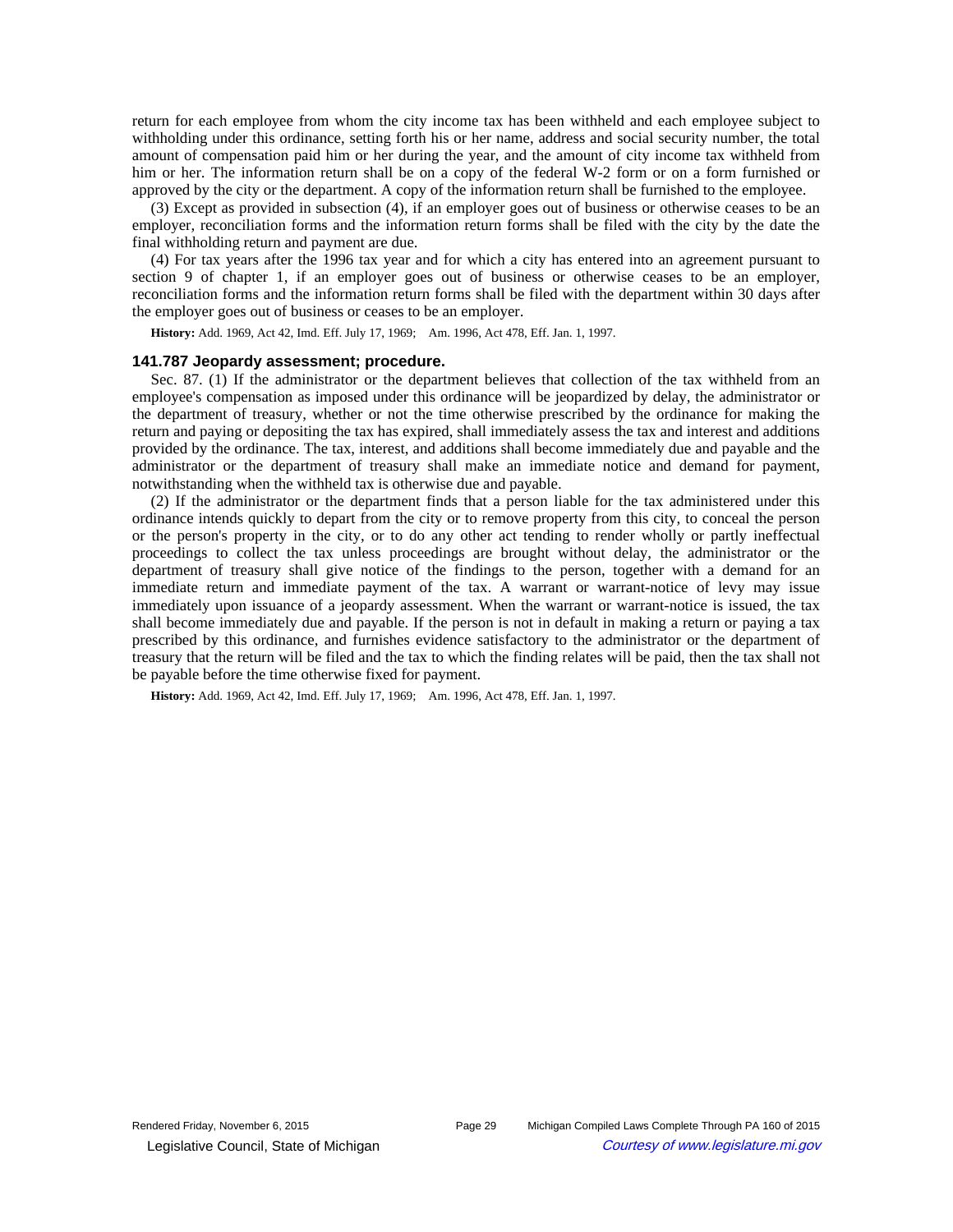return for each employee from whom the city income tax has been withheld and each employee subject to withholding under this ordinance, setting forth his or her name, address and social security number, the total amount of compensation paid him or her during the year, and the amount of city income tax withheld from him or her. The information return shall be on a copy of the federal W-2 form or on a form furnished or approved by the city or the department. A copy of the information return shall be furnished to the employee.

(3) Except as provided in subsection (4), if an employer goes out of business or otherwise ceases to be an employer, reconciliation forms and the information return forms shall be filed with the city by the date the final withholding return and payment are due.

(4) For tax years after the 1996 tax year and for which a city has entered into an agreement pursuant to section 9 of chapter 1, if an employer goes out of business or otherwise ceases to be an employer, reconciliation forms and the information return forms shall be filed with the department within 30 days after the employer goes out of business or ceases to be an employer.

**History:** Add. 1969, Act 42, Imd. Eff. July 17, 1969; Am. 1996, Act 478, Eff. Jan. 1, 1997.

### 141.787 Jeopardy assessment; procedure.

Sec. 87. (1) If the administrator or the department believes that collection of the tax withheld from an employee's compensation as imposed under this ordinance will be jeopardized by delay, the administrator or the department of treasury, whether or not the time otherwise prescribed by the ordinance for making the return and paying or depositing the tax has expired, shall immediately assess the tax and interest and additions provided by the ordinance. The tax, interest, and additions shall become immediately due and payable and the administrator or the department of treasury shall make an immediate notice and demand for payment, notwithstanding when the withheld tax is otherwise due and payable.

(2) If the administrator or the department finds that a person liable for the tax administered under this ordinance intends quickly to depart from the city or to remove property from this city, to conceal the person or the person's property in the city, or to do any other act tending to render wholly or partly ineffectual proceedings to collect the tax unless proceedings are brought without delay, the administrator or the department of treasury shall give notice of the findings to the person, together with a demand for an immediate return and immediate payment of the tax. A warrant or warrant-notice of levy may issue immediately upon issuance of a jeopardy assessment. When the warrant or warrant-notice is issued, the tax shall become immediately due and payable. If the person is not in default in making a return or paying a tax prescribed by this ordinance, and furnishes evidence satisfactory to the administrator or the department of treasury that the return will be filed and the tax to which the finding relates will be paid, then the tax shall not be payable before the time otherwise fixed for payment.

**History:** Add. 1969, Act 42, Imd. Eff. July 17, 1969; Am. 1996, Act 478, Eff. Jan. 1, 1997.